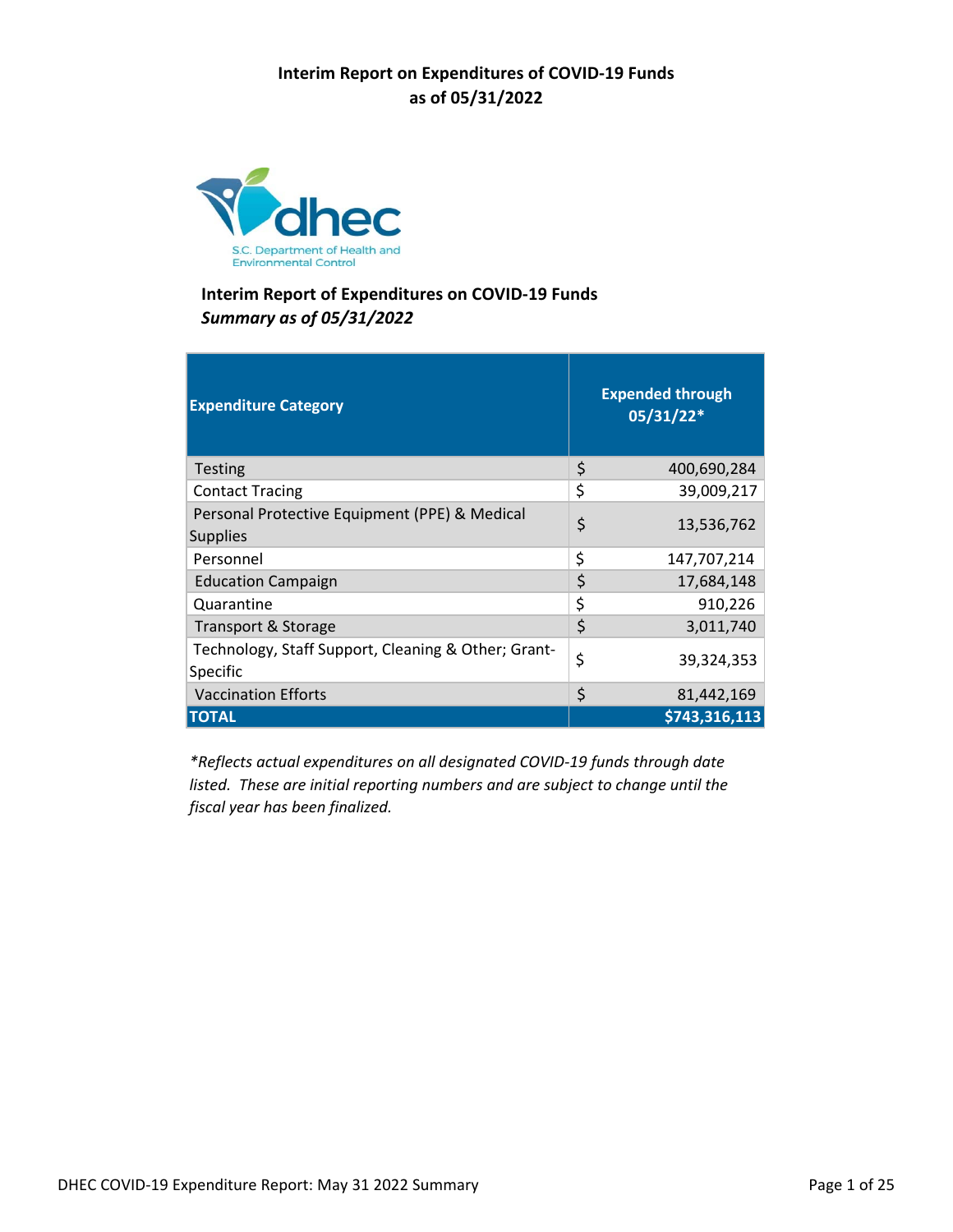# Interim Report on Expenditures of COVID-19 Funds as of 05/31/2022

S.C. Department of Health and Environmental Control

## Interim Report of Expenditures on COVID-19 Funds

***Summary as of 05/31/2022***

| Expenditure Category | Expended through 05/31/22* |
|---|---|
| Testing | $ 400,690,284 |
| Contact Tracing | $ 39,009,217 |
| Personal Protective Equipment (PPE) & Medical Supplies | $ 13,536,762 |
| Personnel | $ 147,707,214 |
| Education Campaign | $ 17,684,148 |
| Quarantine | $ 910,226 |
| Transport & Storage | $ 3,011,740 |
| Technology, Staff Support, Cleaning & Other; Grant-Specific | $ 39,324,353 |
| Vaccination Efforts | $ 81,442,169 |
| **TOTAL** | **$743,316,113** |

*\*Reflects actual expenditures on all designated COVID-19 funds through date listed. These are initial reporting numbers and are subject to change until the fiscal year has been finalized.*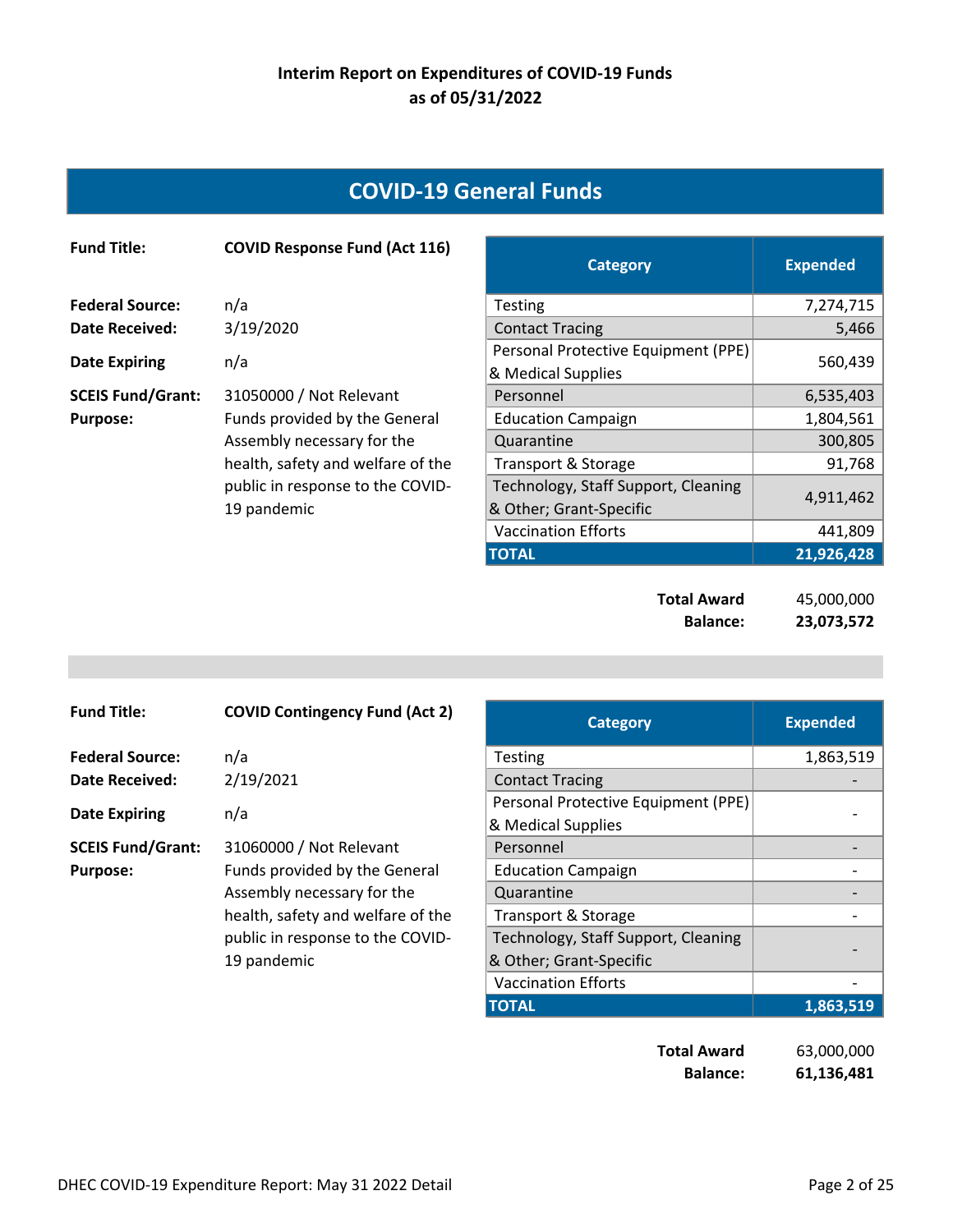## Interim Report on Expenditures of COVID-19 Funds as of 05/31/2022

# COVID-19 General Funds

**Fund Title:** COVID Response Fund (Act 116)

**Federal Source:** n/a
**Date Received:** 3/19/2020
**Date Expiring** n/a
**SCEIS Fund/Grant:** 31050000 / Not Relevant
**Purpose:** Funds provided by the General Assembly necessary for the health, safety and welfare of the public in response to the COVID-19 pandemic

| Category | Expended |
|---|---|
| Testing | 7,274,715 |
| Contact Tracing | 5,466 |
| Personal Protective Equipment (PPE) & Medical Supplies | 560,439 |
| Personnel | 6,535,403 |
| Education Campaign | 1,804,561 |
| Quarantine | 300,805 |
| Transport & Storage | 91,768 |
| Technology, Staff Support, Cleaning & Other; Grant-Specific | 4,911,462 |
| Vaccination Efforts | 441,809 |
| **TOTAL** | **21,926,428** |

**Total Award** 45,000,000
**Balance:** **23,073,572**

---

**Fund Title:** COVID Contingency Fund (Act 2)

**Federal Source:** n/a
**Date Received:** 2/19/2021
**Date Expiring** n/a
**SCEIS Fund/Grant:** 31060000 / Not Relevant
**Purpose:** Funds provided by the General Assembly necessary for the health, safety and welfare of the public in response to the COVID-19 pandemic

| Category | Expended |
|---|---|
| Testing | 1,863,519 |
| Contact Tracing | - |
| Personal Protective Equipment (PPE) & Medical Supplies | - |
| Personnel | - |
| Education Campaign | - |
| Quarantine | - |
| Transport & Storage | - |
| Technology, Staff Support, Cleaning & Other; Grant-Specific | - |
| Vaccination Efforts | - |
| **TOTAL** | **1,863,519** |

**Total Award** 63,000,000
**Balance:** **61,136,481**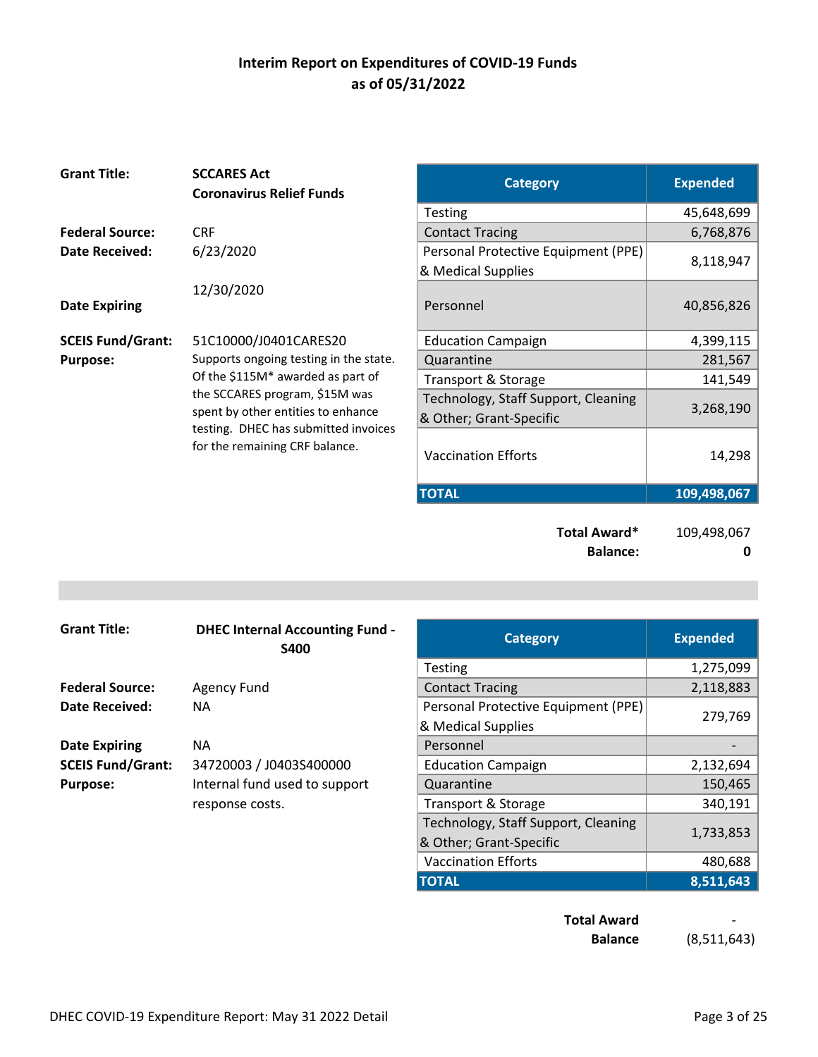# Interim Report on Expenditures of COVID-19 Funds as of 05/31/2022

**Grant Title:** **SCCARES Act Coronavirus Relief Funds**

**Federal Source:** CRF

**Date Received:** 6/23/2020

**Date Expiring** 12/30/2020

**SCEIS Fund/Grant:** 51C10000/J0401CARES20

**Purpose:** Supports ongoing testing in the state. Of the $115M* awarded as part of the SCCARES program, $15M was spent by other entities to enhance testing. DHEC has submitted invoices for the remaining CRF balance.

| Category | Expended |
|---|---|
| Testing | 45,648,699 |
| Contact Tracing | 6,768,876 |
| Personal Protective Equipment (PPE) & Medical Supplies | 8,118,947 |
| Personnel | 40,856,826 |
| Education Campaign | 4,399,115 |
| Quarantine | 281,567 |
| Transport & Storage | 141,549 |
| Technology, Staff Support, Cleaning & Other; Grant-Specific | 3,268,190 |
| Vaccination Efforts | 14,298 |
| **TOTAL** | **109,498,067** |

**Total Award*** 109,498,067
**Balance:** **0**

---

**Grant Title:** **DHEC Internal Accounting Fund - S400**

**Federal Source:** Agency Fund

**Date Received:** NA

**Date Expiring** NA

**SCEIS Fund/Grant:** 34720003 / J0403S400000

**Purpose:** Internal fund used to support response costs.

| Category | Expended |
|---|---|
| Testing | 1,275,099 |
| Contact Tracing | 2,118,883 |
| Personal Protective Equipment (PPE) & Medical Supplies | 279,769 |
| Personnel | - |
| Education Campaign | 2,132,694 |
| Quarantine | 150,465 |
| Transport & Storage | 340,191 |
| Technology, Staff Support, Cleaning & Other; Grant-Specific | 1,733,853 |
| Vaccination Efforts | 480,688 |
| **TOTAL** | **8,511,643** |

**Total Award** -
**Balance** (8,511,643)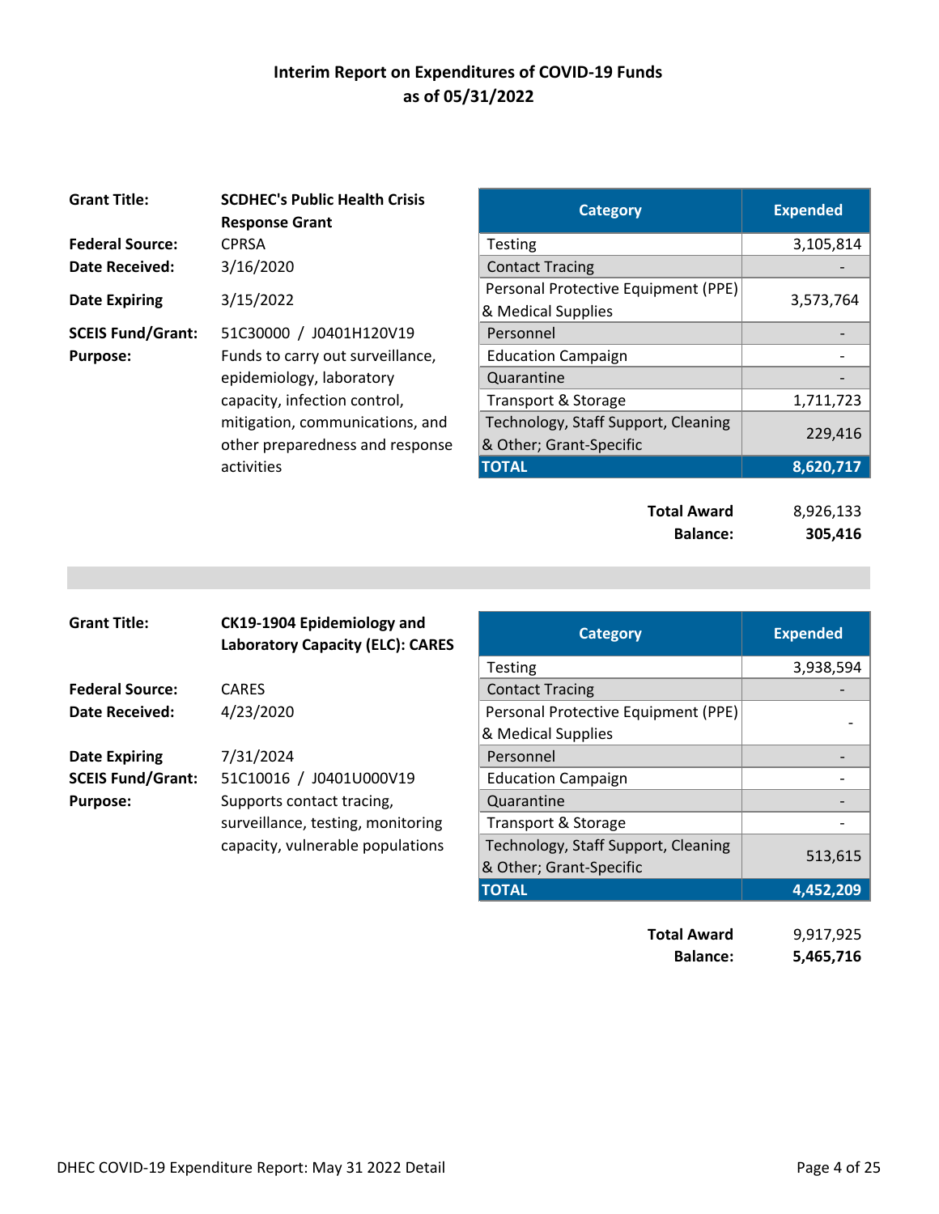# Interim Report on Expenditures of COVID-19 Funds as of 05/31/2022

**Grant Title:** SCDHEC's Public Health Crisis Response Grant

**Federal Source:** CPRSA

**Date Received:** 3/16/2020

**Date Expiring** 3/15/2022

**SCEIS Fund/Grant:** 51C30000 / J0401H120V19

**Purpose:** Funds to carry out surveillance, epidemiology, laboratory capacity, infection control, mitigation, communications, and other preparedness and response activities

| Category | Expended |
|---|---|
| Testing | 3,105,814 |
| Contact Tracing | - |
| Personal Protective Equipment (PPE) & Medical Supplies | 3,573,764 |
| Personnel | - |
| Education Campaign | - |
| Quarantine | - |
| Transport & Storage | 1,711,723 |
| Technology, Staff Support, Cleaning & Other; Grant-Specific | 229,416 |
| **TOTAL** | **8,620,717** |

**Total Award** 8,926,133

**Balance:** **305,416**

---

**Grant Title:** CK19-1904 Epidemiology and Laboratory Capacity (ELC): CARES

**Federal Source:** CARES

**Date Received:** 4/23/2020

**Date Expiring** 7/31/2024

**SCEIS Fund/Grant:** 51C10016 / J0401U000V19

**Purpose:** Supports contact tracing, surveillance, testing, monitoring capacity, vulnerable populations

| Category | Expended |
|---|---|
| Testing | 3,938,594 |
| Contact Tracing | - |
| Personal Protective Equipment (PPE) & Medical Supplies | - |
| Personnel | - |
| Education Campaign | - |
| Quarantine | - |
| Transport & Storage | - |
| Technology, Staff Support, Cleaning & Other; Grant-Specific | 513,615 |
| **TOTAL** | **4,452,209** |

**Total Award** 9,917,925

**Balance:** **5,465,716**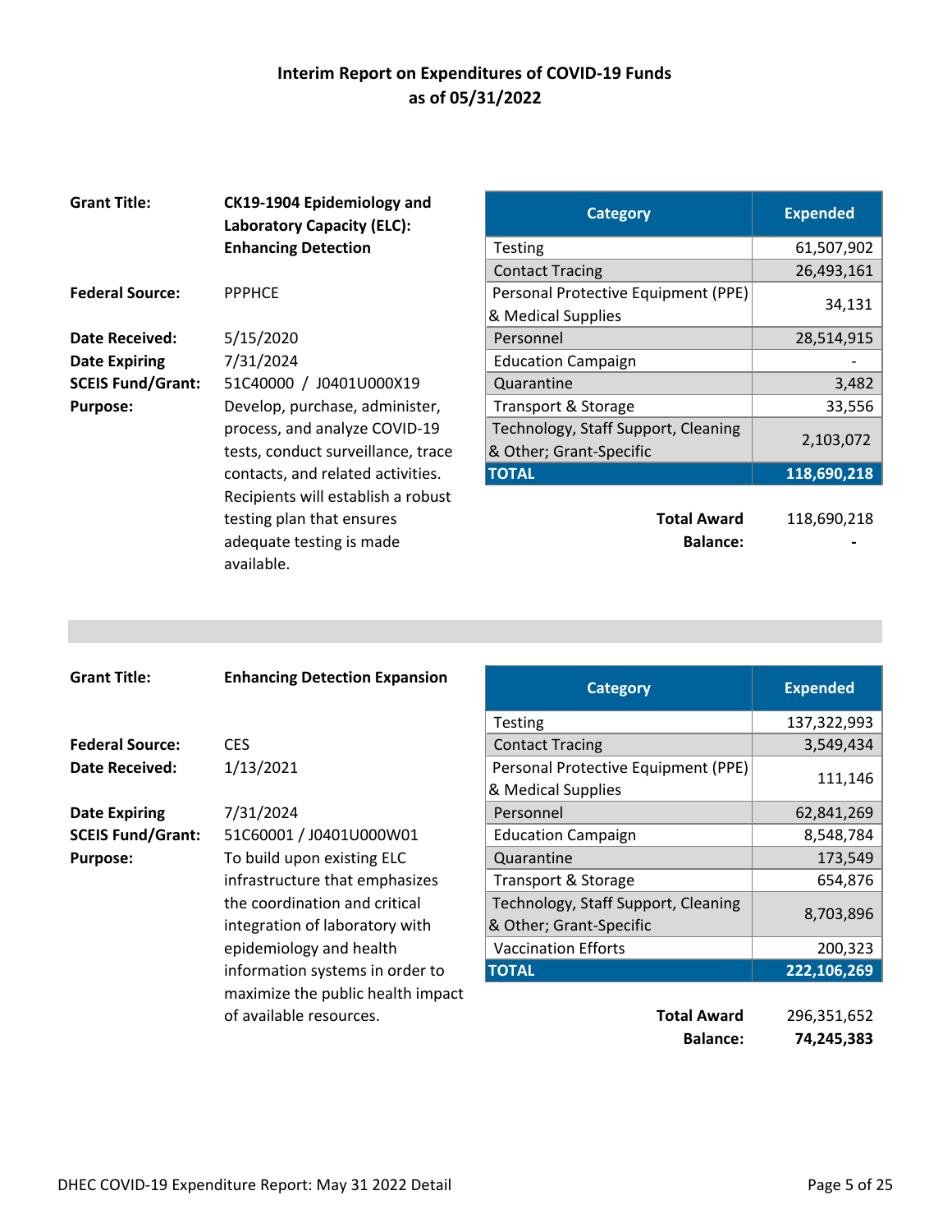# Interim Report on Expenditures of COVID-19 Funds as of 05/31/2022

**Grant Title:** **CK19-1904 Epidemiology and Laboratory Capacity (ELC): Enhancing Detection**

**Federal Source:** PPPHCE

**Date Received:** 5/15/2020

**Date Expiring** 7/31/2024

**SCEIS Fund/Grant:** 51C40000 / J0401U000X19

**Purpose:** Develop, purchase, administer, process, and analyze COVID-19 tests, conduct surveillance, trace contacts, and related activities. Recipients will establish a robust testing plan that ensures adequate testing is made available.

| Category | Expended |
|---|---|
| Testing | 61,507,902 |
| Contact Tracing | 26,493,161 |
| Personal Protective Equipment (PPE) & Medical Supplies | 34,131 |
| Personnel | 28,514,915 |
| Education Campaign | - |
| Quarantine | 3,482 |
| Transport & Storage | 33,556 |
| Technology, Staff Support, Cleaning & Other; Grant-Specific | 2,103,072 |
| **TOTAL** | **118,690,218** |

**Total Award** 118,690,218

**Balance:** **-**

---

**Grant Title:** **Enhancing Detection Expansion**

**Federal Source:** CES

**Date Received:** 1/13/2021

**Date Expiring** 7/31/2024

**SCEIS Fund/Grant:** 51C60001 / J0401U000W01

**Purpose:** To build upon existing ELC infrastructure that emphasizes the coordination and critical integration of laboratory with epidemiology and health information systems in order to maximize the public health impact of available resources.

| Category | Expended |
|---|---|
| Testing | 137,322,993 |
| Contact Tracing | 3,549,434 |
| Personal Protective Equipment (PPE) & Medical Supplies | 111,146 |
| Personnel | 62,841,269 |
| Education Campaign | 8,548,784 |
| Quarantine | 173,549 |
| Transport & Storage | 654,876 |
| Technology, Staff Support, Cleaning & Other; Grant-Specific | 8,703,896 |
| Vaccination Efforts | 200,323 |
| **TOTAL** | **222,106,269** |

**Total Award** 296,351,652

**Balance:** **74,245,383**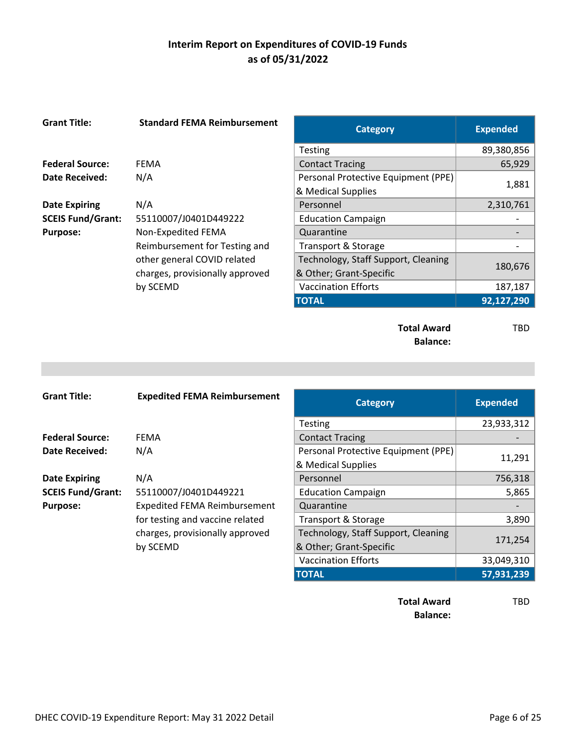# Interim Report on Expenditures of COVID-19 Funds as of 05/31/2022

**Grant Title:** **Standard FEMA Reimbursement**

**Federal Source:** FEMA
**Date Received:** N/A
**Date Expiring:** N/A
**SCEIS Fund/Grant:** 55110007/J0401D449222
**Purpose:** Non-Expedited FEMA Reimbursement for Testing and other general COVID related charges, provisionally approved by SCEMD

| Category | Expended |
|---|---|
| Testing | 89,380,856 |
| Contact Tracing | 65,929 |
| Personal Protective Equipment (PPE) & Medical Supplies | 1,881 |
| Personnel | 2,310,761 |
| Education Campaign | - |
| Quarantine | - |
| Transport & Storage | - |
| Technology, Staff Support, Cleaning & Other; Grant-Specific | 180,676 |
| Vaccination Efforts | 187,187 |
| **TOTAL** | **92,127,290** |

**Total Award Balance:** TBD

---

**Grant Title:** **Expedited FEMA Reimbursement**

**Federal Source:** FEMA
**Date Received:** N/A
**Date Expiring:** N/A
**SCEIS Fund/Grant:** 55110007/J0401D449221
**Purpose:** Expedited FEMA Reimbursement for testing and vaccine related charges, provisionally approved by SCEMD

| Category | Expended |
|---|---|
| Testing | 23,933,312 |
| Contact Tracing | - |
| Personal Protective Equipment (PPE) & Medical Supplies | 11,291 |
| Personnel | 756,318 |
| Education Campaign | 5,865 |
| Quarantine | - |
| Transport & Storage | 3,890 |
| Technology, Staff Support, Cleaning & Other; Grant-Specific | 171,254 |
| Vaccination Efforts | 33,049,310 |
| **TOTAL** | **57,931,239** |

**Total Award Balance:** TBD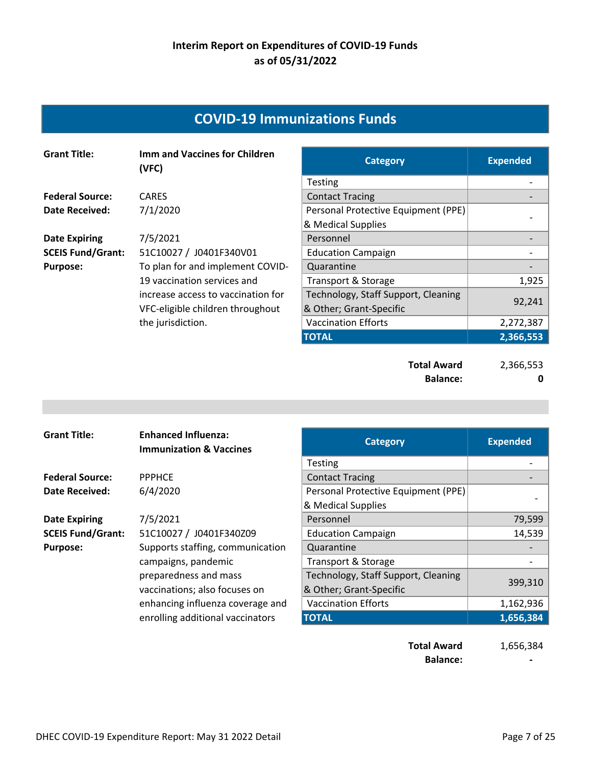## Interim Report on Expenditures of COVID-19 Funds as of 05/31/2022

# COVID-19 Immunizations Funds

**Grant Title:** **Imm and Vaccines for Children (VFC)**

**Federal Source:** CARES
**Date Received:** 7/1/2020
**Date Expiring** 7/5/2021
**SCEIS Fund/Grant:** 51C10027 / J0401F340V01
**Purpose:** To plan for and implement COVID-19 vaccination services and increase access to vaccination for VFC-eligible children throughout the jurisdiction.

| Category | Expended |
|---|---|
| Testing | - |
| Contact Tracing | - |
| Personal Protective Equipment (PPE) & Medical Supplies | - |
| Personnel | - |
| Education Campaign | - |
| Quarantine | - |
| Transport & Storage | 1,925 |
| Technology, Staff Support, Cleaning & Other; Grant-Specific | 92,241 |
| Vaccination Efforts | 2,272,387 |
| **TOTAL** | **2,366,553** |

**Total Award** 2,366,553
**Balance:** **0**

---

**Grant Title:** **Enhanced Influenza: Immunization & Vaccines**

**Federal Source:** PPPHCE
**Date Received:** 6/4/2020
**Date Expiring** 7/5/2021
**SCEIS Fund/Grant:** 51C10027 / J0401F340Z09
**Purpose:** Supports staffing, communication campaigns, pandemic preparedness and mass vaccinations; also focuses on enhancing influenza coverage and enrolling additional vaccinators

| Category | Expended |
|---|---|
| Testing | - |
| Contact Tracing | - |
| Personal Protective Equipment (PPE) & Medical Supplies | - |
| Personnel | 79,599 |
| Education Campaign | 14,539 |
| Quarantine | - |
| Transport & Storage | - |
| Technology, Staff Support, Cleaning & Other; Grant-Specific | 399,310 |
| Vaccination Efforts | 1,162,936 |
| **TOTAL** | **1,656,384** |

**Total Award** 1,656,384
**Balance:** **-**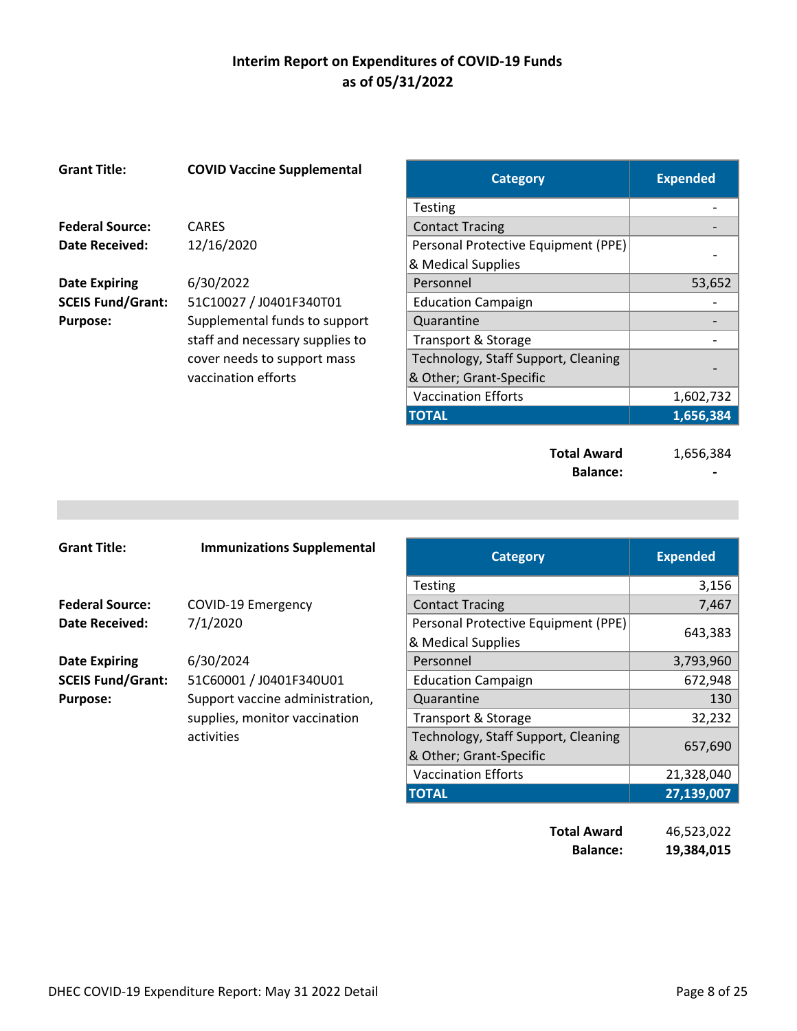# Interim Report on Expenditures of COVID-19 Funds
# as of 05/31/2022

**Grant Title:** **COVID Vaccine Supplemental**

**Federal Source:** CARES
**Date Received:** 12/16/2020

**Date Expiring** 6/30/2022
**SCEIS Fund/Grant:** 51C10027 / J0401F340T01
**Purpose:** Supplemental funds to support staff and necessary supplies to cover needs to support mass vaccination efforts

| Category | Expended |
|---|---|
| Testing | - |
| Contact Tracing | - |
| Personal Protective Equipment (PPE) & Medical Supplies | - |
| Personnel | 53,652 |
| Education Campaign | - |
| Quarantine | - |
| Transport & Storage | - |
| Technology, Staff Support, Cleaning & Other; Grant-Specific | - |
| Vaccination Efforts | 1,602,732 |
| **TOTAL** | **1,656,384** |

**Total Award** 1,656,384
**Balance:** **-**

---

**Grant Title:** **Immunizations Supplemental**

**Federal Source:** COVID-19 Emergency
**Date Received:** 7/1/2020

**Date Expiring** 6/30/2024
**SCEIS Fund/Grant:** 51C60001 / J0401F340U01
**Purpose:** Support vaccine administration, supplies, monitor vaccination activities

| Category | Expended |
|---|---|
| Testing | 3,156 |
| Contact Tracing | 7,467 |
| Personal Protective Equipment (PPE) & Medical Supplies | 643,383 |
| Personnel | 3,793,960 |
| Education Campaign | 672,948 |
| Quarantine | 130 |
| Transport & Storage | 32,232 |
| Technology, Staff Support, Cleaning & Other; Grant-Specific | 657,690 |
| Vaccination Efforts | 21,328,040 |
| **TOTAL** | **27,139,007** |

**Total Award** 46,523,022
**Balance:** **19,384,015**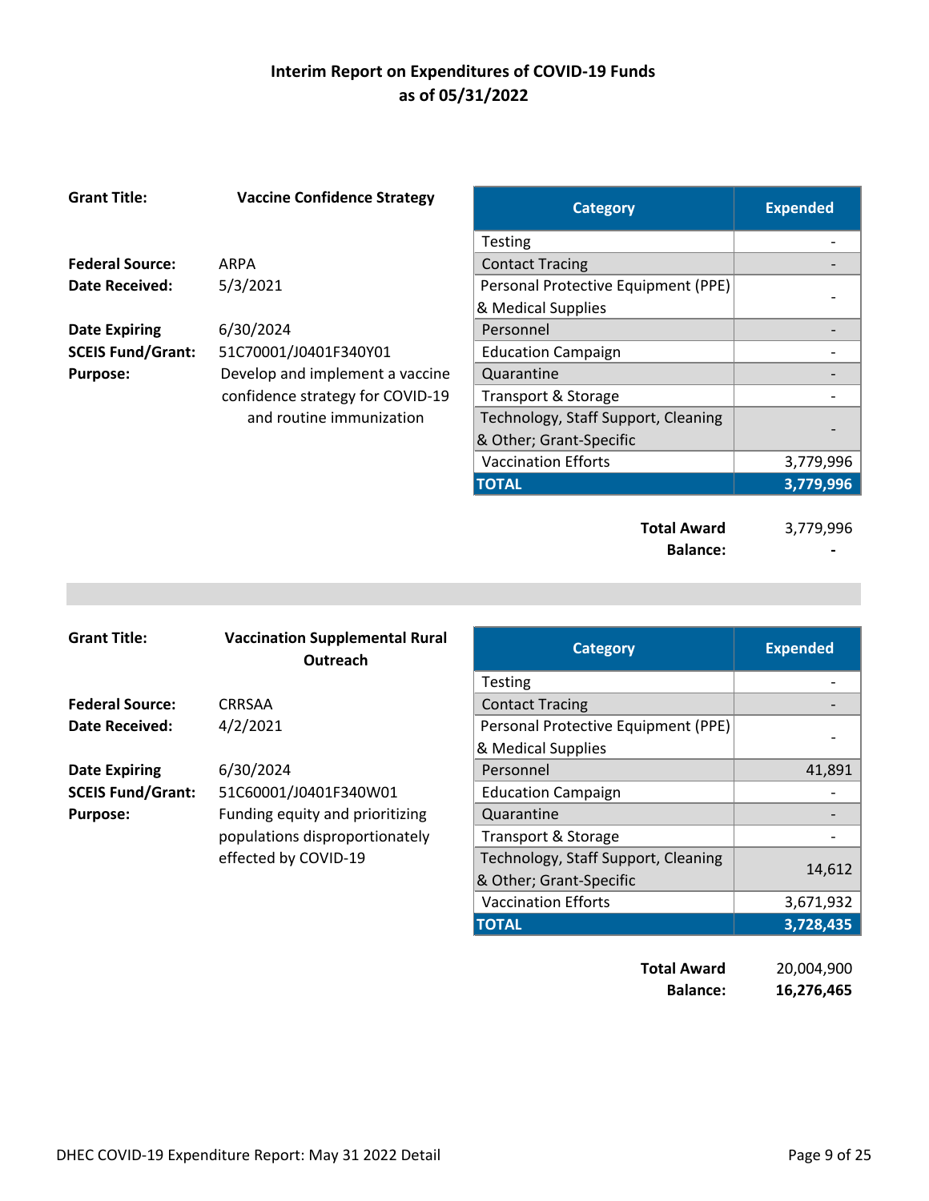# Interim Report on Expenditures of COVID-19 Funds
## as of 05/31/2022

**Grant Title:** **Vaccine Confidence Strategy**

**Federal Source:** ARPA
**Date Received:** 5/3/2021

**Date Expiring** 6/30/2024
**SCEIS Fund/Grant:** 51C70001/J0401F340Y01
**Purpose:** Develop and implement a vaccine confidence strategy for COVID-19 and routine immunization

| Category | Expended |
|---|---|
| Testing | - |
| Contact Tracing | - |
| Personal Protective Equipment (PPE) & Medical Supplies | - |
| Personnel | - |
| Education Campaign | - |
| Quarantine | - |
| Transport & Storage | - |
| Technology, Staff Support, Cleaning & Other; Grant-Specific | - |
| Vaccination Efforts | 3,779,996 |
| **TOTAL** | **3,779,996** |

**Total Award** 3,779,996
**Balance:** **-**

---

**Grant Title:** **Vaccination Supplemental Rural Outreach**

**Federal Source:** CRRSAA
**Date Received:** 4/2/2021

**Date Expiring** 6/30/2024
**SCEIS Fund/Grant:** 51C60001/J0401F340W01
**Purpose:** Funding equity and prioritizing populations disproportionately effected by COVID-19

| Category | Expended |
|---|---|
| Testing | - |
| Contact Tracing | - |
| Personal Protective Equipment (PPE) & Medical Supplies | - |
| Personnel | 41,891 |
| Education Campaign | - |
| Quarantine | - |
| Transport & Storage | - |
| Technology, Staff Support, Cleaning & Other; Grant-Specific | 14,612 |
| Vaccination Efforts | 3,671,932 |
| **TOTAL** | **3,728,435** |

**Total Award** 20,004,900
**Balance:** **16,276,465**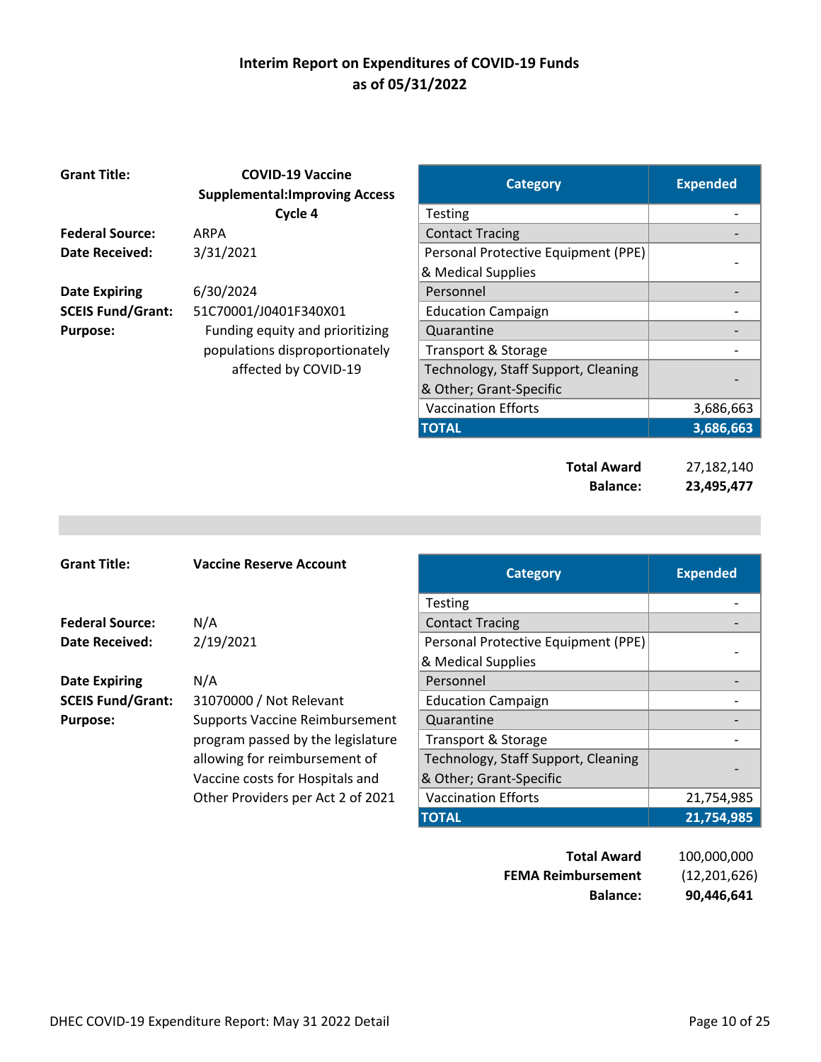## Interim Report on Expenditures of COVID-19 Funds
## as of 05/31/2022

**Grant Title:** COVID-19 Vaccine Supplemental:Improving Access Cycle 4

**Federal Source:** ARPA

**Date Received:** 3/31/2021

**Date Expiring** 6/30/2024

**SCEIS Fund/Grant:** 51C70001/J0401F340X01

**Purpose:** Funding equity and prioritizing populations disproportionately affected by COVID-19

| Category | Expended |
|---|---|
| Testing | - |
| Contact Tracing | - |
| Personal Protective Equipment (PPE) & Medical Supplies | - |
| Personnel | - |
| Education Campaign | - |
| Quarantine | - |
| Transport & Storage | - |
| Technology, Staff Support, Cleaning & Other; Grant-Specific | - |
| Vaccination Efforts | 3,686,663 |
| **TOTAL** | **3,686,663** |

| | |
|---|---|
| **Total Award** | 27,182,140 |
| **Balance:** | **23,495,477** |

---

**Grant Title:** Vaccine Reserve Account

**Federal Source:** N/A

**Date Received:** 2/19/2021

**Date Expiring** N/A

**SCEIS Fund/Grant:** 31070000 / Not Relevant

**Purpose:** Supports Vaccine Reimbursement program passed by the legislature allowing for reimbursement of Vaccine costs for Hospitals and Other Providers per Act 2 of 2021

| Category | Expended |
|---|---|
| Testing | - |
| Contact Tracing | - |
| Personal Protective Equipment (PPE) & Medical Supplies | - |
| Personnel | - |
| Education Campaign | - |
| Quarantine | - |
| Transport & Storage | - |
| Technology, Staff Support, Cleaning & Other; Grant-Specific | - |
| Vaccination Efforts | 21,754,985 |
| **TOTAL** | **21,754,985** |

| | |
|---|---|
| **Total Award** | 100,000,000 |
| **FEMA Reimbursement** | (12,201,626) |
| **Balance:** | **90,446,641** |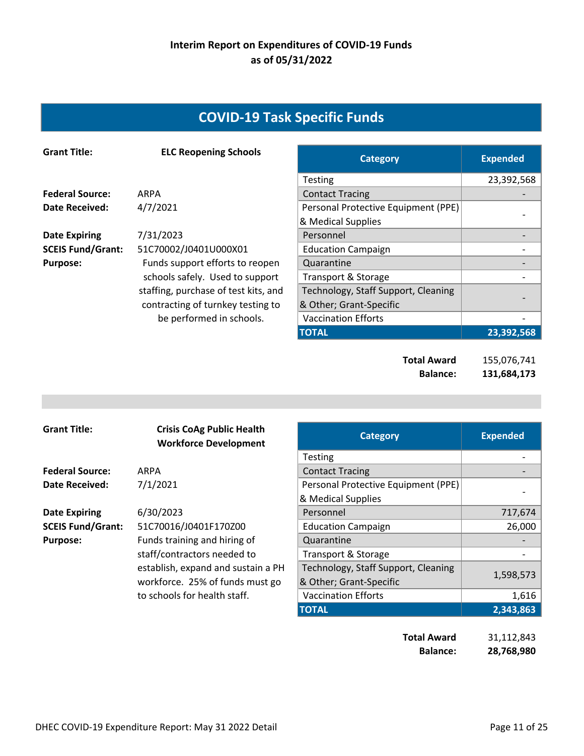**Interim Report on Expenditures of COVID-19 Funds as of 05/31/2022**

# COVID-19 Task Specific Funds

**Grant Title:** ELC Reopening Schools

**Federal Source:** ARPA
**Date Received:** 4/7/2021

**Date Expiring** 7/31/2023
**SCEIS Fund/Grant:** 51C70002/J0401U000X01
**Purpose:** Funds support efforts to reopen schools safely. Used to support staffing, purchase of test kits, and contracting of turnkey testing to be performed in schools.

| Category | Expended |
|---|---|
| Testing | 23,392,568 |
| Contact Tracing | - |
| Personal Protective Equipment (PPE) & Medical Supplies | - |
| Personnel | - |
| Education Campaign | - |
| Quarantine | - |
| Transport & Storage | - |
| Technology, Staff Support, Cleaning & Other; Grant-Specific | - |
| Vaccination Efforts | - |
| **TOTAL** | **23,392,568** |

**Total Award** 155,076,741
**Balance:** **131,684,173**

---

**Grant Title:** Crisis CoAg Public Health Workforce Development

**Federal Source:** ARPA
**Date Received:** 7/1/2021

**Date Expiring** 6/30/2023
**SCEIS Fund/Grant:** 51C70016/J0401F170Z00
**Purpose:** Funds training and hiring of staff/contractors needed to establish, expand and sustain a PH workforce. 25% of funds must go to schools for health staff.

| Category | Expended |
|---|---|
| Testing | - |
| Contact Tracing | - |
| Personal Protective Equipment (PPE) & Medical Supplies | - |
| Personnel | 717,674 |
| Education Campaign | 26,000 |
| Quarantine | - |
| Transport & Storage | - |
| Technology, Staff Support, Cleaning & Other; Grant-Specific | 1,598,573 |
| Vaccination Efforts | 1,616 |
| **TOTAL** | **2,343,863** |

**Total Award** 31,112,843
**Balance:** **28,768,980**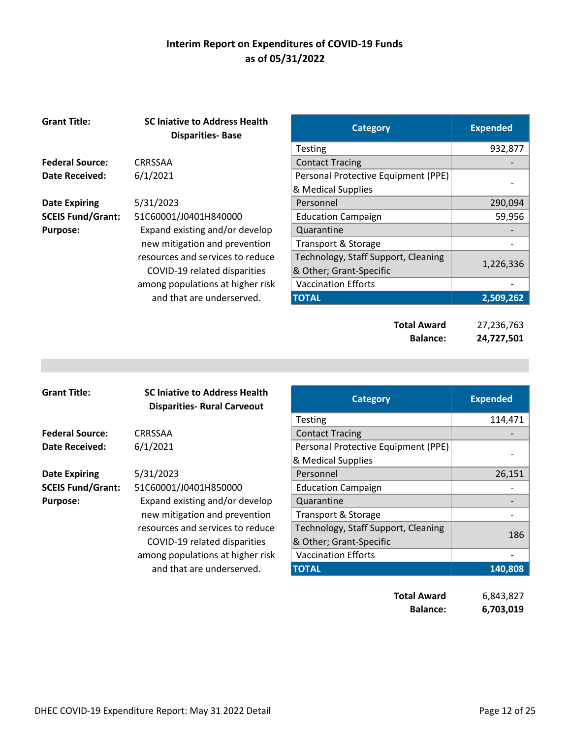# Interim Report on Expenditures of COVID-19 Funds as of 05/31/2022

**Grant Title:** SC Iniative to Address Health Disparities- Base

**Federal Source:** CRRSSAA
**Date Received:** 6/1/2021
**Date Expiring:** 5/31/2023
**SCEIS Fund/Grant:** 51C60001/J0401H840000
**Purpose:** Expand existing and/or develop new mitigation and prevention resources and services to reduce COVID-19 related disparities among populations at higher risk and that are underserved.

| Category | Expended |
|---|---|
| Testing | 932,877 |
| Contact Tracing | - |
| Personal Protective Equipment (PPE) & Medical Supplies | - |
| Personnel | 290,094 |
| Education Campaign | 59,956 |
| Quarantine | - |
| Transport & Storage | - |
| Technology, Staff Support, Cleaning & Other; Grant-Specific | 1,226,336 |
| Vaccination Efforts | - |
| **TOTAL** | **2,509,262** |

**Total Award** 27,236,763
**Balance:** **24,727,501**

---

**Grant Title:** SC Iniative to Address Health Disparities- Rural Carveout

**Federal Source:** CRRSSAA
**Date Received:** 6/1/2021
**Date Expiring:** 5/31/2023
**SCEIS Fund/Grant:** 51C60001/J0401H850000
**Purpose:** Expand existing and/or develop new mitigation and prevention resources and services to reduce COVID-19 related disparities among populations at higher risk and that are underserved.

| Category | Expended |
|---|---|
| Testing | 114,471 |
| Contact Tracing | - |
| Personal Protective Equipment (PPE) & Medical Supplies | - |
| Personnel | 26,151 |
| Education Campaign | - |
| Quarantine | - |
| Transport & Storage | - |
| Technology, Staff Support, Cleaning & Other; Grant-Specific | 186 |
| Vaccination Efforts | - |
| **TOTAL** | **140,808** |

**Total Award** 6,843,827
**Balance:** **6,703,019**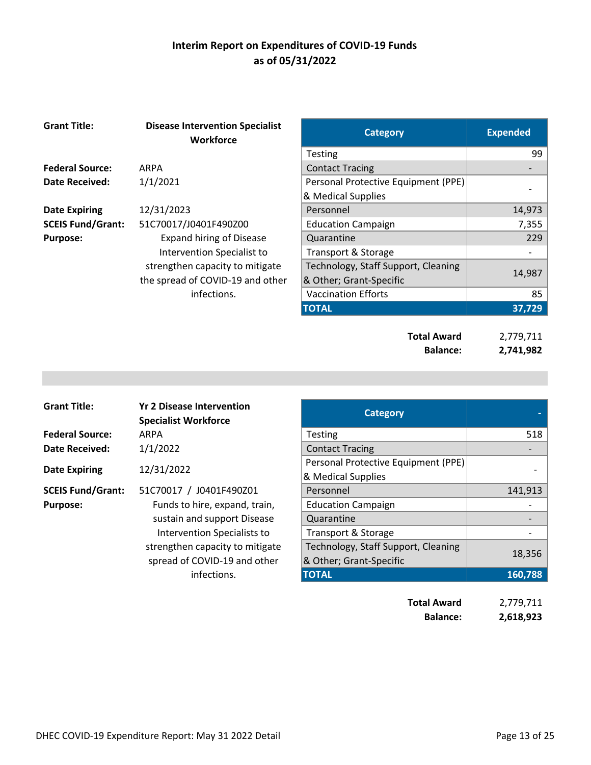# Interim Report on Expenditures of COVID-19 Funds as of 05/31/2022

**Grant Title:** Disease Intervention Specialist Workforce

**Federal Source:** ARPA

**Date Received:** 1/1/2021

**Date Expiring** 12/31/2023

**SCEIS Fund/Grant:** 51C70017/J0401F490Z00

**Purpose:** Expand hiring of Disease Intervention Specialist to strengthen capacity to mitigate the spread of COVID-19 and other infections.

| Category | Expended |
| --- | --- |
| Testing | 99 |
| Contact Tracing | - |
| Personal Protective Equipment (PPE) & Medical Supplies | - |
| Personnel | 14,973 |
| Education Campaign | 7,355 |
| Quarantine | 229 |
| Transport & Storage | - |
| Technology, Staff Support, Cleaning & Other; Grant-Specific | 14,987 |
| Vaccination Efforts | 85 |
| **TOTAL** | **37,729** |

**Total Award** 2,779,711

**Balance:** **2,741,982**

---

**Grant Title:** Yr 2 Disease Intervention Specialist Workforce

**Federal Source:** ARPA

**Date Received:** 1/1/2022

**Date Expiring** 12/31/2022

**SCEIS Fund/Grant:** 51C70017 / J0401F490Z01

**Purpose:** Funds to hire, expand, train, sustain and support Disease Intervention Specialists to strengthen capacity to mitigate spread of COVID-19 and other infections.

| Category | - |
| --- | --- |
| Testing | 518 |
| Contact Tracing | - |
| Personal Protective Equipment (PPE) & Medical Supplies | - |
| Personnel | 141,913 |
| Education Campaign | - |
| Quarantine | - |
| Transport & Storage | - |
| Technology, Staff Support, Cleaning & Other; Grant-Specific | 18,356 |
| **TOTAL** | **160,788** |

**Total Award** 2,779,711

**Balance:** **2,618,923**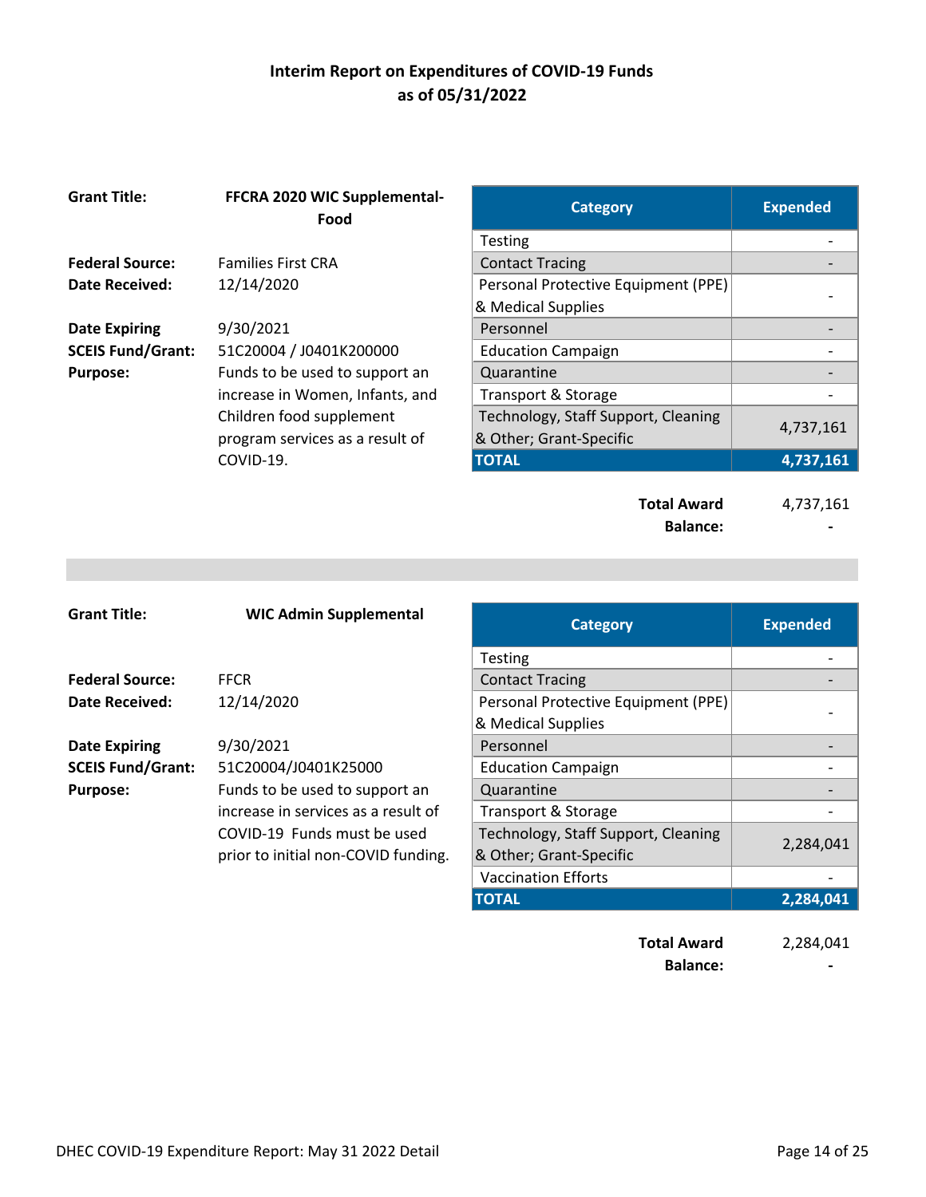# Interim Report on Expenditures of COVID-19 Funds
## as of 05/31/2022

**Grant Title:** **FFCRA 2020 WIC Supplemental-Food**

**Federal Source:** Families First CRA
**Date Received:** 12/14/2020

**Date Expiring** 9/30/2021
**SCEIS Fund/Grant:** 51C20004 / J0401K200000
**Purpose:** Funds to be used to support an increase in Women, Infants, and Children food supplement program services as a result of COVID-19.

| Category | Expended |
|---|---|
| Testing | - |
| Contact Tracing | - |
| Personal Protective Equipment (PPE) & Medical Supplies | - |
| Personnel | - |
| Education Campaign | - |
| Quarantine | - |
| Transport & Storage | - |
| Technology, Staff Support, Cleaning & Other; Grant-Specific | 4,737,161 |
| **TOTAL** | **4,737,161** |

**Total Award** 4,737,161
**Balance:** **-**

---

**Grant Title:** **WIC Admin Supplemental**

**Federal Source:** FFCR
**Date Received:** 12/14/2020

**Date Expiring** 9/30/2021
**SCEIS Fund/Grant:** 51C20004/J0401K25000
**Purpose:** Funds to be used to support an increase in services as a result of COVID-19 Funds must be used prior to initial non-COVID funding.

| Category | Expended |
|---|---|
| Testing | - |
| Contact Tracing | - |
| Personal Protective Equipment (PPE) & Medical Supplies | - |
| Personnel | - |
| Education Campaign | - |
| Quarantine | - |
| Transport & Storage | - |
| Technology, Staff Support, Cleaning & Other; Grant-Specific | 2,284,041 |
| Vaccination Efforts | - |
| **TOTAL** | **2,284,041** |

**Total Award** 2,284,041
**Balance:** **-**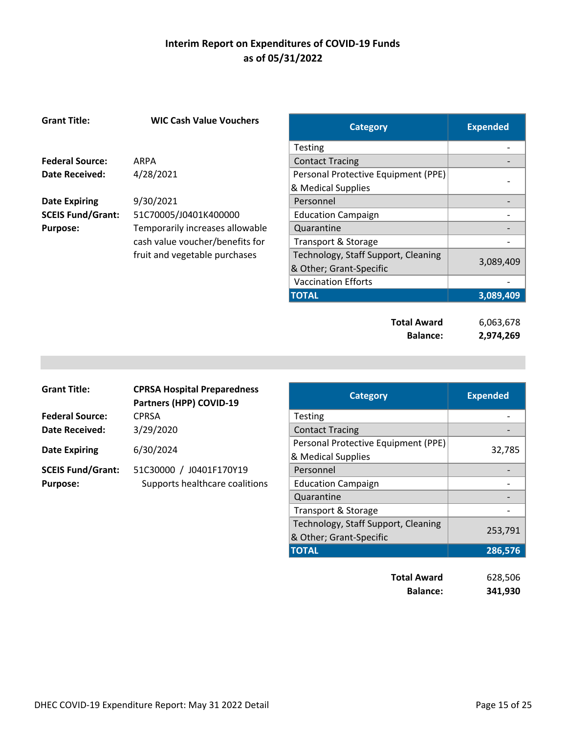# Interim Report on Expenditures of COVID-19 Funds as of 05/31/2022

**Grant Title:** **WIC Cash Value Vouchers**

**Federal Source:** ARPA
**Date Received:** 4/28/2021
**Date Expiring** 9/30/2021
**SCEIS Fund/Grant:** 51C70005/J0401K400000
**Purpose:** Temporarily increases allowable cash value voucher/benefits for fruit and vegetable purchases

| Category | Expended |
|---|---|
| Testing | - |
| Contact Tracing | - |
| Personal Protective Equipment (PPE) & Medical Supplies | - |
| Personnel | - |
| Education Campaign | - |
| Quarantine | - |
| Transport & Storage | - |
| Technology, Staff Support, Cleaning & Other; Grant-Specific | 3,089,409 |
| Vaccination Efforts | - |
| **TOTAL** | **3,089,409** |

**Total Award** 6,063,678
**Balance:** **2,974,269**

---

**Grant Title:** **CPRSA Hospital Preparedness Partners (HPP) COVID-19**

**Federal Source:** CPRSA
**Date Received:** 3/29/2020
**Date Expiring** 6/30/2024
**SCEIS Fund/Grant:** 51C30000 / J0401F170Y19
**Purpose:** Supports healthcare coalitions

| Category | Expended |
|---|---|
| Testing | - |
| Contact Tracing | - |
| Personal Protective Equipment (PPE) & Medical Supplies | 32,785 |
| Personnel | - |
| Education Campaign | - |
| Quarantine | - |
| Transport & Storage | - |
| Technology, Staff Support, Cleaning & Other; Grant-Specific | 253,791 |
| **TOTAL** | **286,576** |

**Total Award** 628,506
**Balance:** **341,930**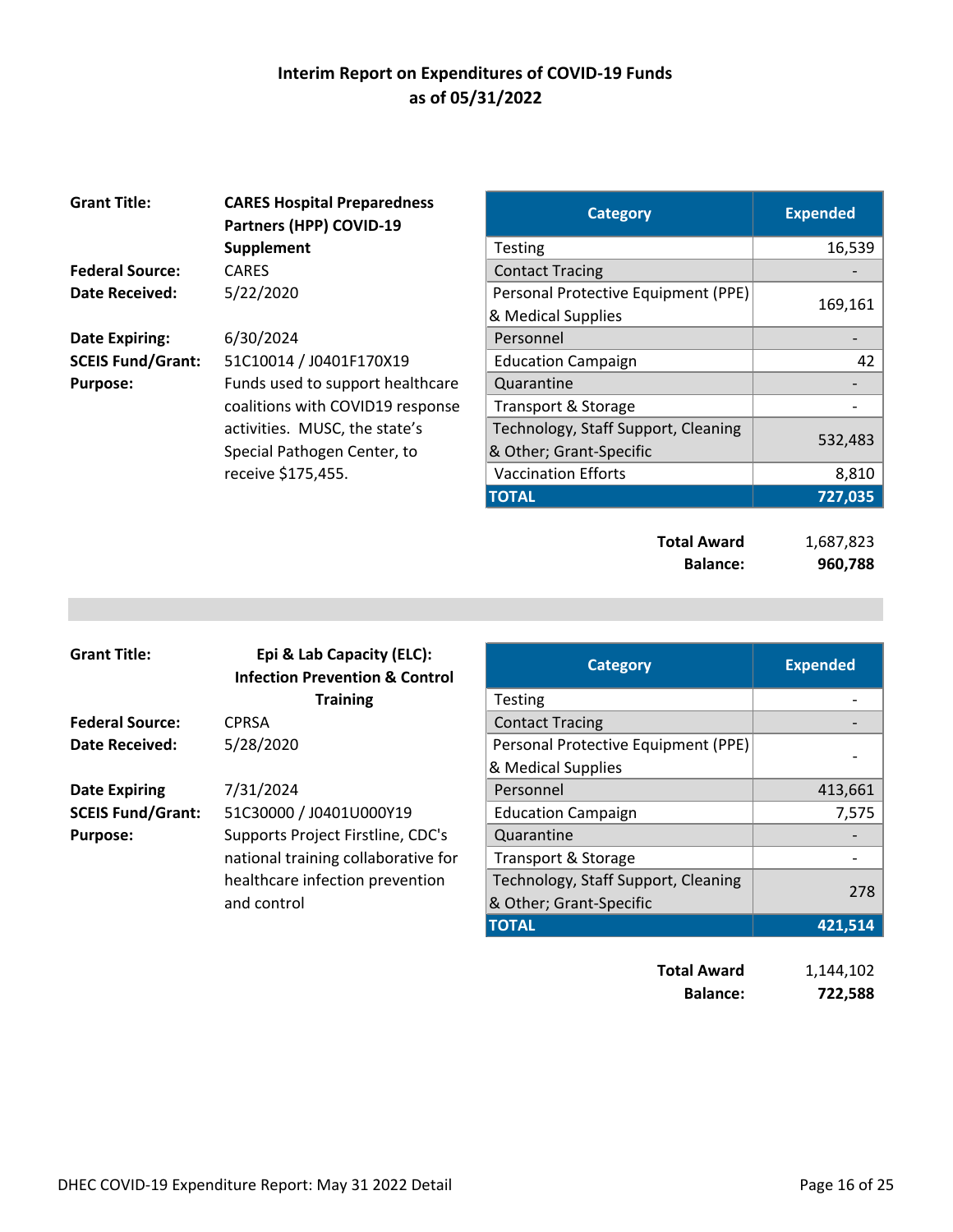# Interim Report on Expenditures of COVID-19 Funds as of 05/31/2022

**Grant Title:** **CARES Hospital Preparedness Partners (HPP) COVID-19 Supplement**

**Federal Source:** CARES

**Date Received:** 5/22/2020

**Date Expiring:** 6/30/2024

**SCEIS Fund/Grant:** 51C10014 / J0401F170X19

**Purpose:** Funds used to support healthcare coalitions with COVID19 response activities. MUSC, the state's Special Pathogen Center, to receive $175,455.

| Category | Expended |
|---|---:|
| Testing | 16,539 |
| Contact Tracing | - |
| Personal Protective Equipment (PPE) & Medical Supplies | 169,161 |
| Personnel | - |
| Education Campaign | 42 |
| Quarantine | - |
| Transport & Storage | - |
| Technology, Staff Support, Cleaning & Other; Grant-Specific | 532,483 |
| Vaccination Efforts | 8,810 |
| **TOTAL** | **727,035** |

**Total Award** 1,687,823

**Balance:** **960,788**

---

**Grant Title:** **Epi & Lab Capacity (ELC): Infection Prevention & Control Training**

**Federal Source:** CPRSA

**Date Received:** 5/28/2020

**Date Expiring** 7/31/2024

**SCEIS Fund/Grant:** 51C30000 / J0401U000Y19

**Purpose:** Supports Project Firstline, CDC's national training collaborative for healthcare infection prevention and control

| Category | Expended |
|---|---:|
| Testing | - |
| Contact Tracing | - |
| Personal Protective Equipment (PPE) & Medical Supplies | - |
| Personnel | 413,661 |
| Education Campaign | 7,575 |
| Quarantine | - |
| Transport & Storage | - |
| Technology, Staff Support, Cleaning & Other; Grant-Specific | 278 |
| **TOTAL** | **421,514** |

**Total Award** 1,144,102

**Balance:** **722,588**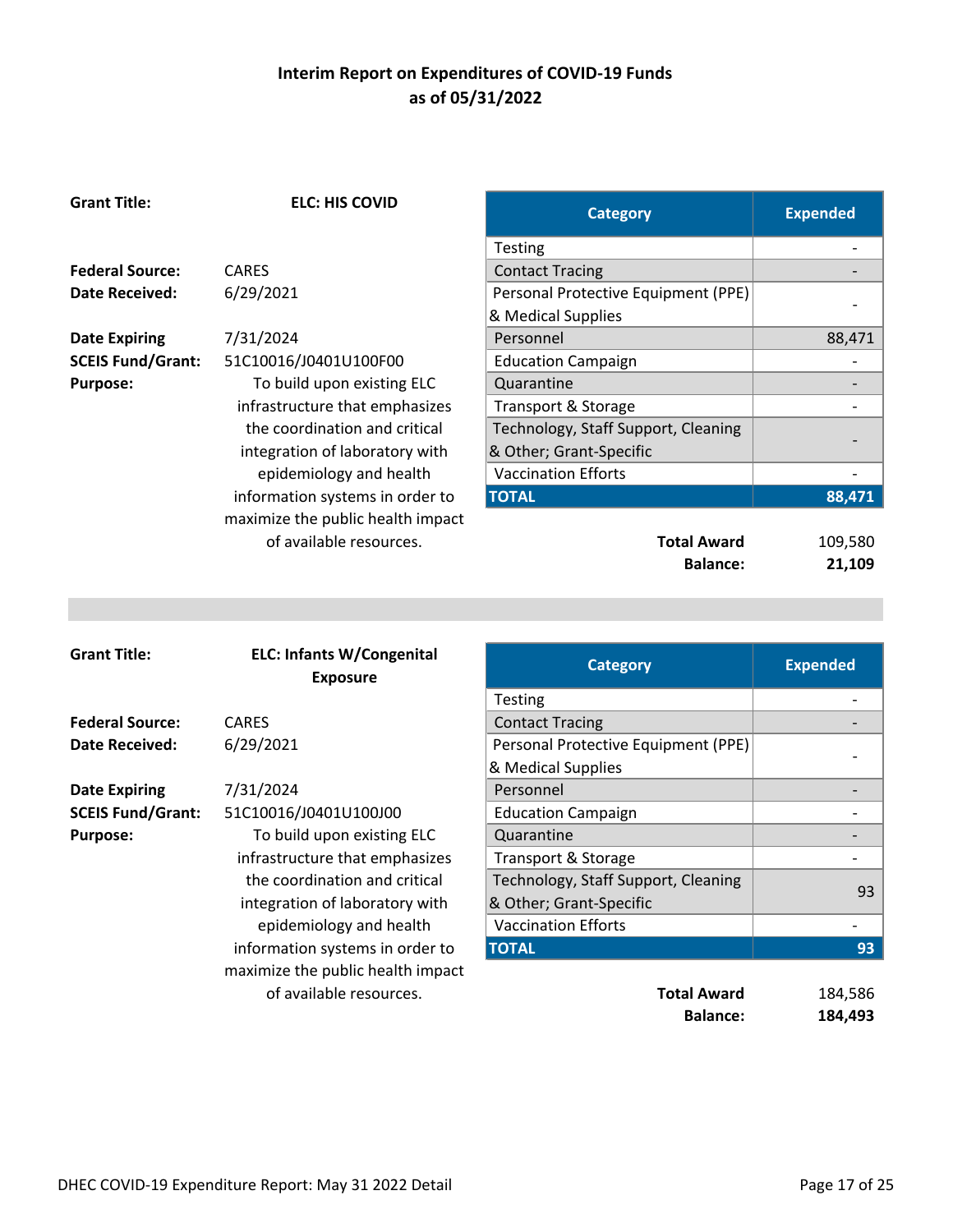# Interim Report on Expenditures of COVID-19 Funds as of 05/31/2022

**Grant Title:** **ELC: HIS COVID**

**Federal Source:** CARES
**Date Received:** 6/29/2021
**Date Expiring** 7/31/2024
**SCEIS Fund/Grant:** 51C10016/J0401U100F00
**Purpose:** To build upon existing ELC infrastructure that emphasizes the coordination and critical integration of laboratory with epidemiology and health information systems in order to maximize the public health impact of available resources.

| Category | Expended |
|---|---|
| Testing | - |
| Contact Tracing | - |
| Personal Protective Equipment (PPE) & Medical Supplies | - |
| Personnel | 88,471 |
| Education Campaign | - |
| Quarantine | - |
| Transport & Storage | - |
| Technology, Staff Support, Cleaning & Other; Grant-Specific | - |
| Vaccination Efforts | - |
| **TOTAL** | **88,471** |

| | |
|---|---|
| **Total Award** | 109,580 |
| **Balance:** | **21,109** |

---

**Grant Title:** **ELC: Infants W/Congenital Exposure**

**Federal Source:** CARES
**Date Received:** 6/29/2021
**Date Expiring** 7/31/2024
**SCEIS Fund/Grant:** 51C10016/J0401U100J00
**Purpose:** To build upon existing ELC infrastructure that emphasizes the coordination and critical integration of laboratory with epidemiology and health information systems in order to maximize the public health impact of available resources.

| Category | Expended |
|---|---|
| Testing | - |
| Contact Tracing | - |
| Personal Protective Equipment (PPE) & Medical Supplies | - |
| Personnel | - |
| Education Campaign | - |
| Quarantine | - |
| Transport & Storage | - |
| Technology, Staff Support, Cleaning & Other; Grant-Specific | 93 |
| Vaccination Efforts | - |
| **TOTAL** | **93** |

| | |
|---|---|
| **Total Award** | 184,586 |
| **Balance:** | **184,493** |

DHEC COVID-19 Expenditure Report: May 31 2022 Detail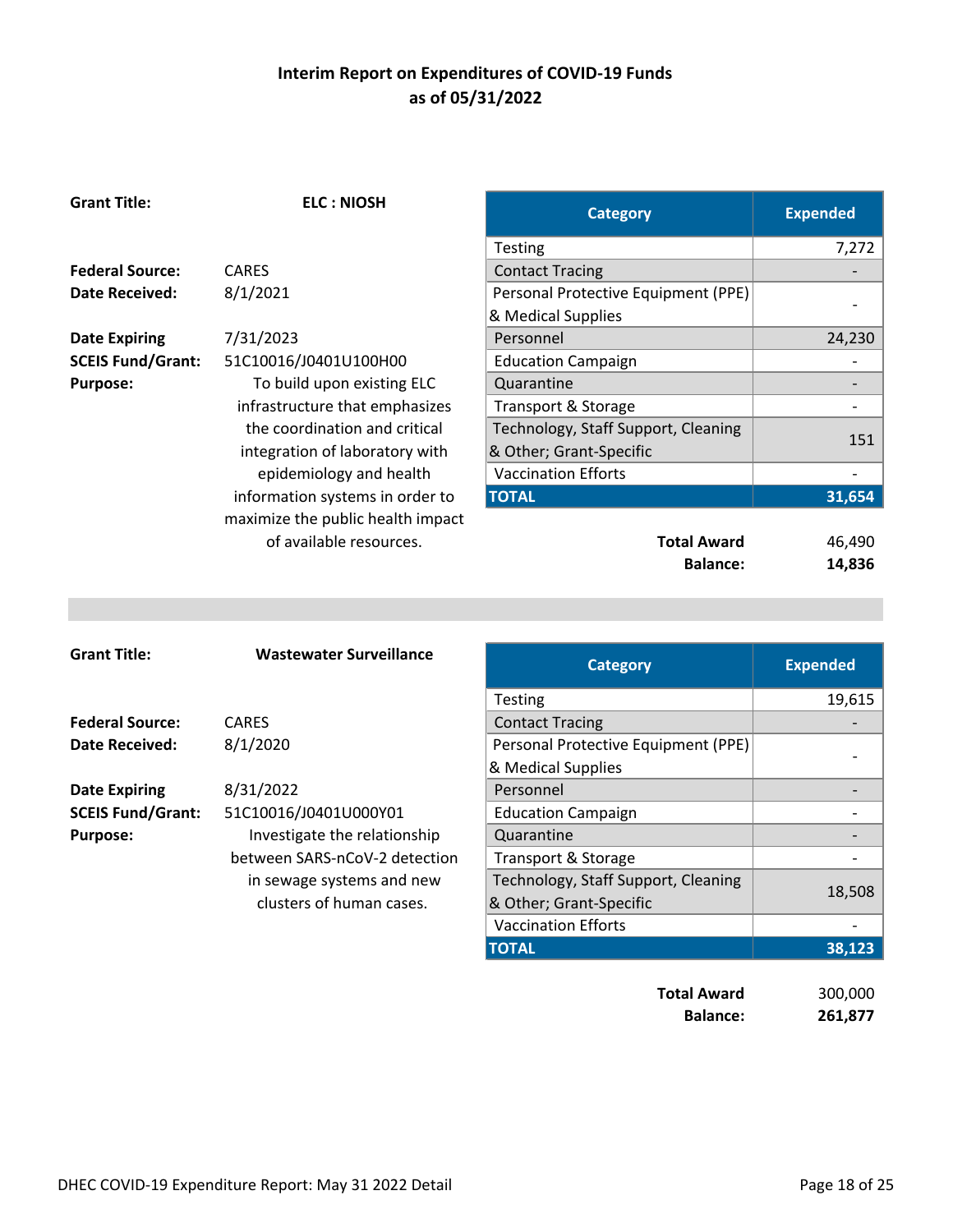## Interim Report on Expenditures of COVID-19 Funds as of 05/31/2022

**Grant Title:** **ELC : NIOSH**

**Federal Source:** CARES
**Date Received:** 8/1/2021
**Date Expiring** 7/31/2023
**SCEIS Fund/Grant:** 51C10016/J0401U100H00
**Purpose:** To build upon existing ELC infrastructure that emphasizes the coordination and critical integration of laboratory with epidemiology and health information systems in order to maximize the public health impact of available resources.

| Category | Expended |
|---|---|
| Testing | 7,272 |
| Contact Tracing | - |
| Personal Protective Equipment (PPE) & Medical Supplies | - |
| Personnel | 24,230 |
| Education Campaign | - |
| Quarantine | - |
| Transport & Storage | - |
| Technology, Staff Support, Cleaning & Other; Grant-Specific | 151 |
| Vaccination Efforts | - |
| **TOTAL** | **31,654** |

| | |
|---|---|
| **Total Award** | 46,490 |
| **Balance:** | **14,836** |

---

**Grant Title:** **Wastewater Surveillance**

**Federal Source:** CARES
**Date Received:** 8/1/2020
**Date Expiring** 8/31/2022
**SCEIS Fund/Grant:** 51C10016/J0401U000Y01
**Purpose:** Investigate the relationship between SARS-nCoV-2 detection in sewage systems and new clusters of human cases.

| Category | Expended |
|---|---|
| Testing | 19,615 |
| Contact Tracing | - |
| Personal Protective Equipment (PPE) & Medical Supplies | - |
| Personnel | - |
| Education Campaign | - |
| Quarantine | - |
| Transport & Storage | - |
| Technology, Staff Support, Cleaning & Other; Grant-Specific | 18,508 |
| Vaccination Efforts | - |
| **TOTAL** | **38,123** |

| | |
|---|---|
| **Total Award** | 300,000 |
| **Balance:** | **261,877** |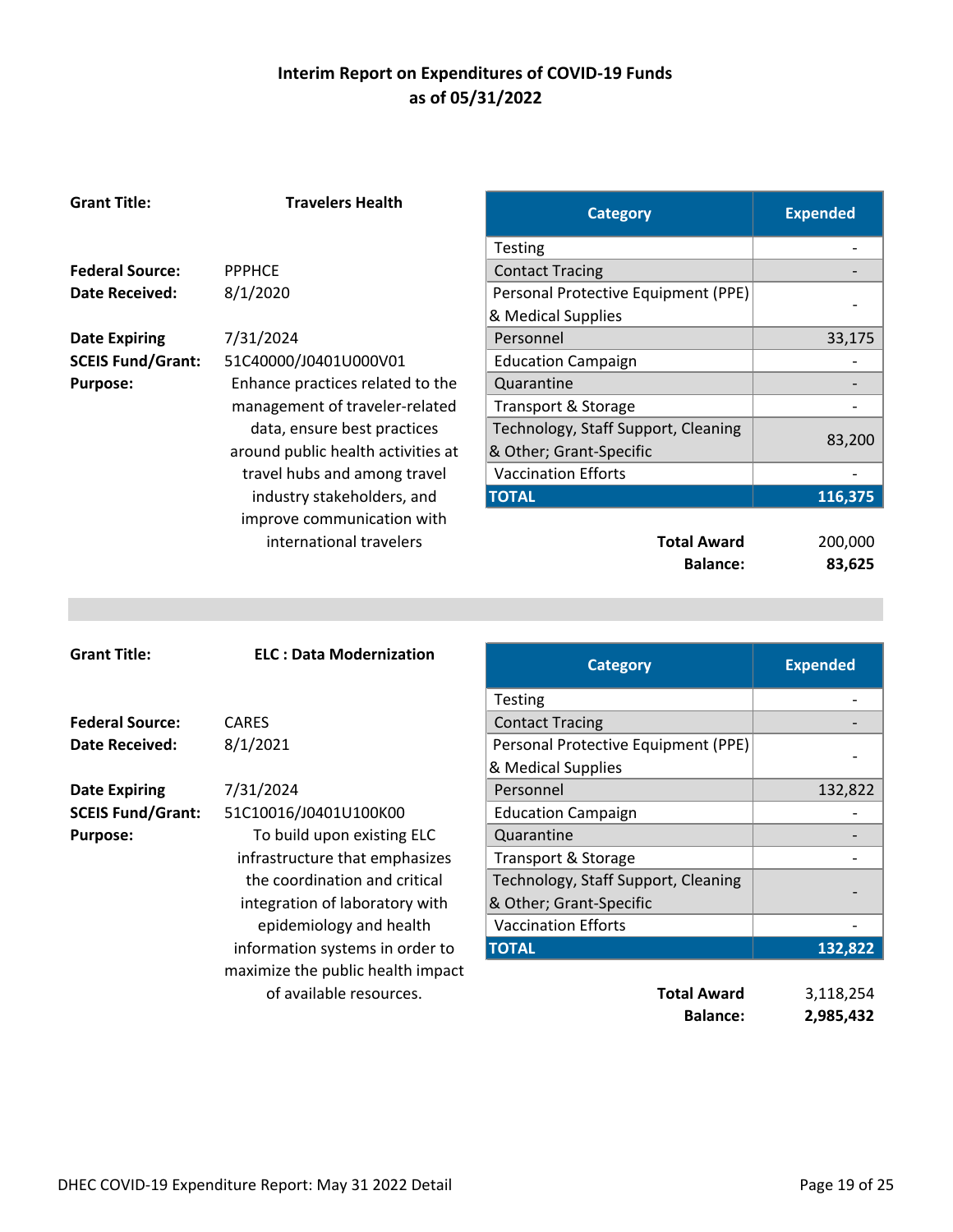# Interim Report on Expenditures of COVID-19 Funds as of 05/31/2022

**Grant Title:** Travelers Health

**Federal Source:** PPPHCE
**Date Received:** 8/1/2020
**Date Expiring:** 7/31/2024
**SCEIS Fund/Grant:** 51C40000/J0401U000V01
**Purpose:** Enhance practices related to the management of traveler-related data, ensure best practices around public health activities at travel hubs and among travel industry stakeholders, and improve communication with international travelers

| Category | Expended |
|---|---|
| Testing | - |
| Contact Tracing | - |
| Personal Protective Equipment (PPE) & Medical Supplies | - |
| Personnel | 33,175 |
| Education Campaign | - |
| Quarantine | - |
| Transport & Storage | - |
| Technology, Staff Support, Cleaning & Other; Grant-Specific | 83,200 |
| Vaccination Efforts | - |
| **TOTAL** | **116,375** |

**Total Award** 200,000
**Balance:** **83,625**

---

**Grant Title:** ELC : Data Modernization

**Federal Source:** CARES
**Date Received:** 8/1/2021
**Date Expiring:** 7/31/2024
**SCEIS Fund/Grant:** 51C10016/J0401U100K00
**Purpose:** To build upon existing ELC infrastructure that emphasizes the coordination and critical integration of laboratory with epidemiology and health information systems in order to maximize the public health impact of available resources.

| Category | Expended |
|---|---|
| Testing | - |
| Contact Tracing | - |
| Personal Protective Equipment (PPE) & Medical Supplies | - |
| Personnel | 132,822 |
| Education Campaign | - |
| Quarantine | - |
| Transport & Storage | - |
| Technology, Staff Support, Cleaning & Other; Grant-Specific | - |
| Vaccination Efforts | - |
| **TOTAL** | **132,822** |

**Total Award** 3,118,254
**Balance:** **2,985,432**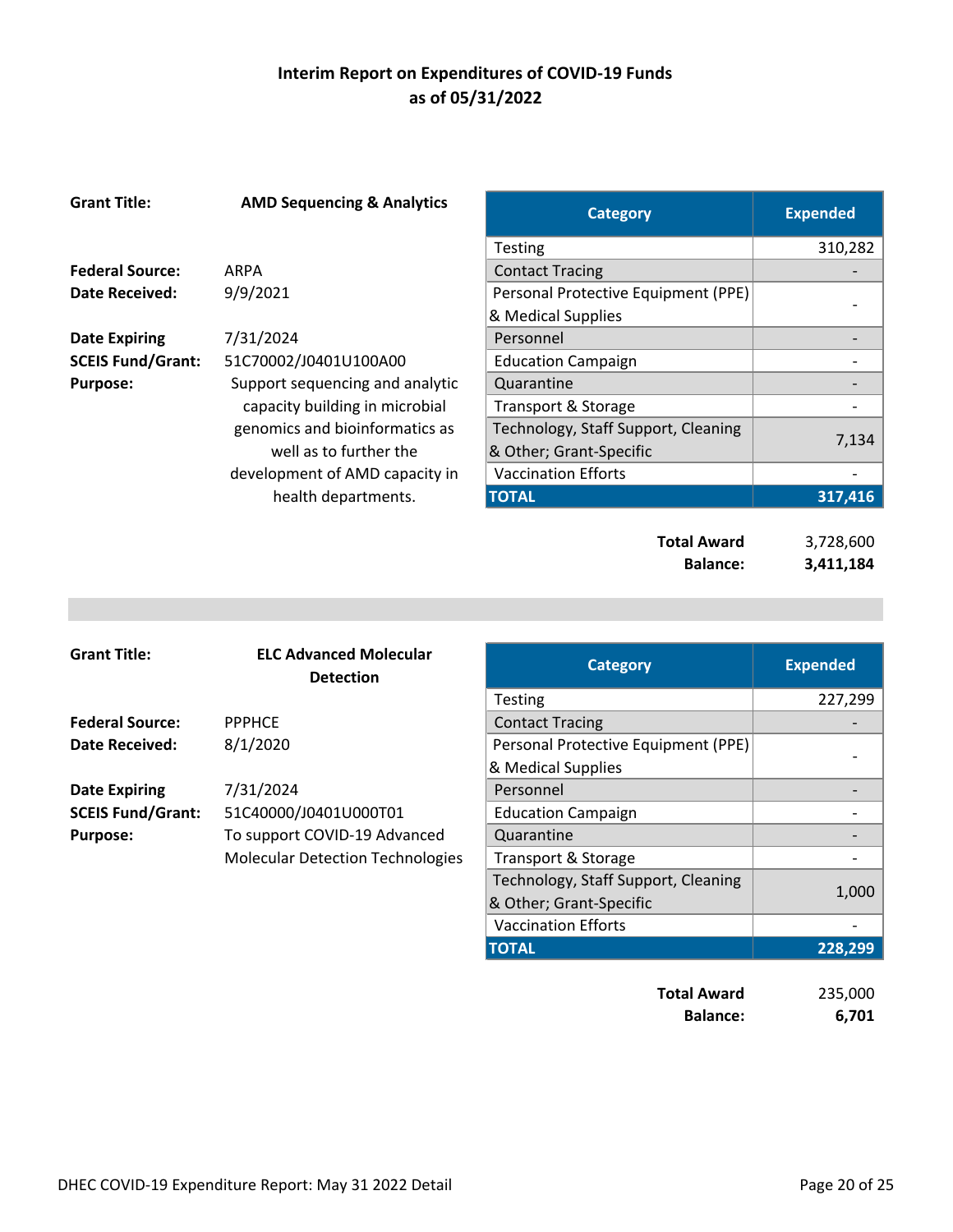# Interim Report on Expenditures of COVID-19 Funds
## as of 05/31/2022

**Grant Title:** **AMD Sequencing & Analytics**

**Federal Source:** ARPA
**Date Received:** 9/9/2021
**Date Expiring:** 7/31/2024
**SCEIS Fund/Grant:** 51C70002/J0401U100A00
**Purpose:** Support sequencing and analytic capacity building in microbial genomics and bioinformatics as well as to further the development of AMD capacity in health departments.

| Category | Expended |
|---|---|
| Testing | 310,282 |
| Contact Tracing | - |
| Personal Protective Equipment (PPE) & Medical Supplies | - |
| Personnel | - |
| Education Campaign | - |
| Quarantine | - |
| Transport & Storage | - |
| Technology, Staff Support, Cleaning & Other; Grant-Specific | 7,134 |
| Vaccination Efforts | - |
| **TOTAL** | **317,416** |

**Total Award** 3,728,600
**Balance:** **3,411,184**

---

**Grant Title:** **ELC Advanced Molecular Detection**

**Federal Source:** PPPHCE
**Date Received:** 8/1/2020
**Date Expiring:** 7/31/2024
**SCEIS Fund/Grant:** 51C40000/J0401U000T01
**Purpose:** To support COVID-19 Advanced Molecular Detection Technologies

| Category | Expended |
|---|---|
| Testing | 227,299 |
| Contact Tracing | - |
| Personal Protective Equipment (PPE) & Medical Supplies | - |
| Personnel | - |
| Education Campaign | - |
| Quarantine | - |
| Transport & Storage | - |
| Technology, Staff Support, Cleaning & Other; Grant-Specific | 1,000 |
| Vaccination Efforts | - |
| **TOTAL** | **228,299** |

**Total Award** 235,000
**Balance:** **6,701**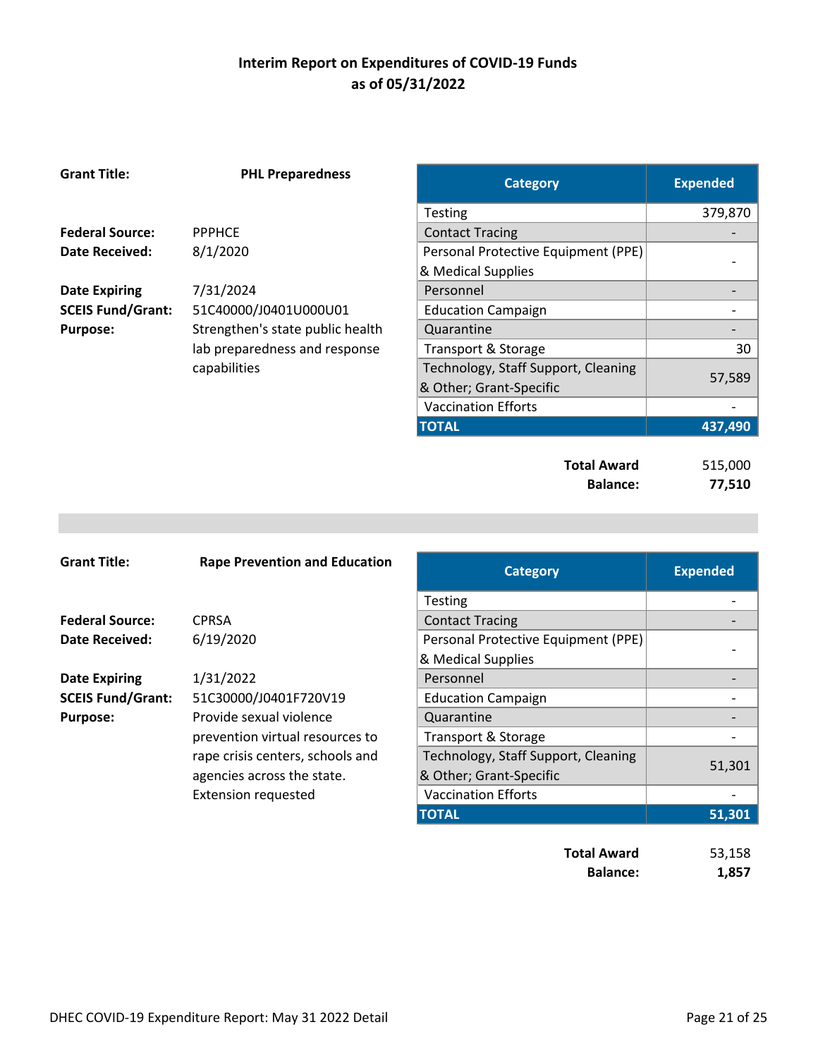## Interim Report on Expenditures of COVID-19 Funds as of 05/31/2022

**Grant Title:** **PHL Preparedness**

**Federal Source:** PPPHCE
**Date Received:** 8/1/2020

**Date Expiring** 7/31/2024
**SCEIS Fund/Grant:** 51C40000/J0401U000U01
**Purpose:** Strengthen's state public health lab preparedness and response capabilities

| Category | Expended |
|---|---|
| Testing | 379,870 |
| Contact Tracing | - |
| Personal Protective Equipment (PPE) & Medical Supplies | - |
| Personnel | - |
| Education Campaign | - |
| Quarantine | - |
| Transport & Storage | 30 |
| Technology, Staff Support, Cleaning & Other; Grant-Specific | 57,589 |
| Vaccination Efforts | - |
| **TOTAL** | **437,490** |

**Total Award** 515,000
**Balance:** **77,510**

---

**Grant Title:** **Rape Prevention and Education**

**Federal Source:** CPRSA
**Date Received:** 6/19/2020

**Date Expiring** 1/31/2022
**SCEIS Fund/Grant:** 51C30000/J0401F720V19
**Purpose:** Provide sexual violence prevention virtual resources to rape crisis centers, schools and agencies across the state. Extension requested

| Category | Expended |
|---|---|
| Testing | - |
| Contact Tracing | - |
| Personal Protective Equipment (PPE) & Medical Supplies | - |
| Personnel | - |
| Education Campaign | - |
| Quarantine | - |
| Transport & Storage | - |
| Technology, Staff Support, Cleaning & Other; Grant-Specific | 51,301 |
| Vaccination Efforts | - |
| **TOTAL** | **51,301** |

**Total Award** 53,158
**Balance:** **1,857**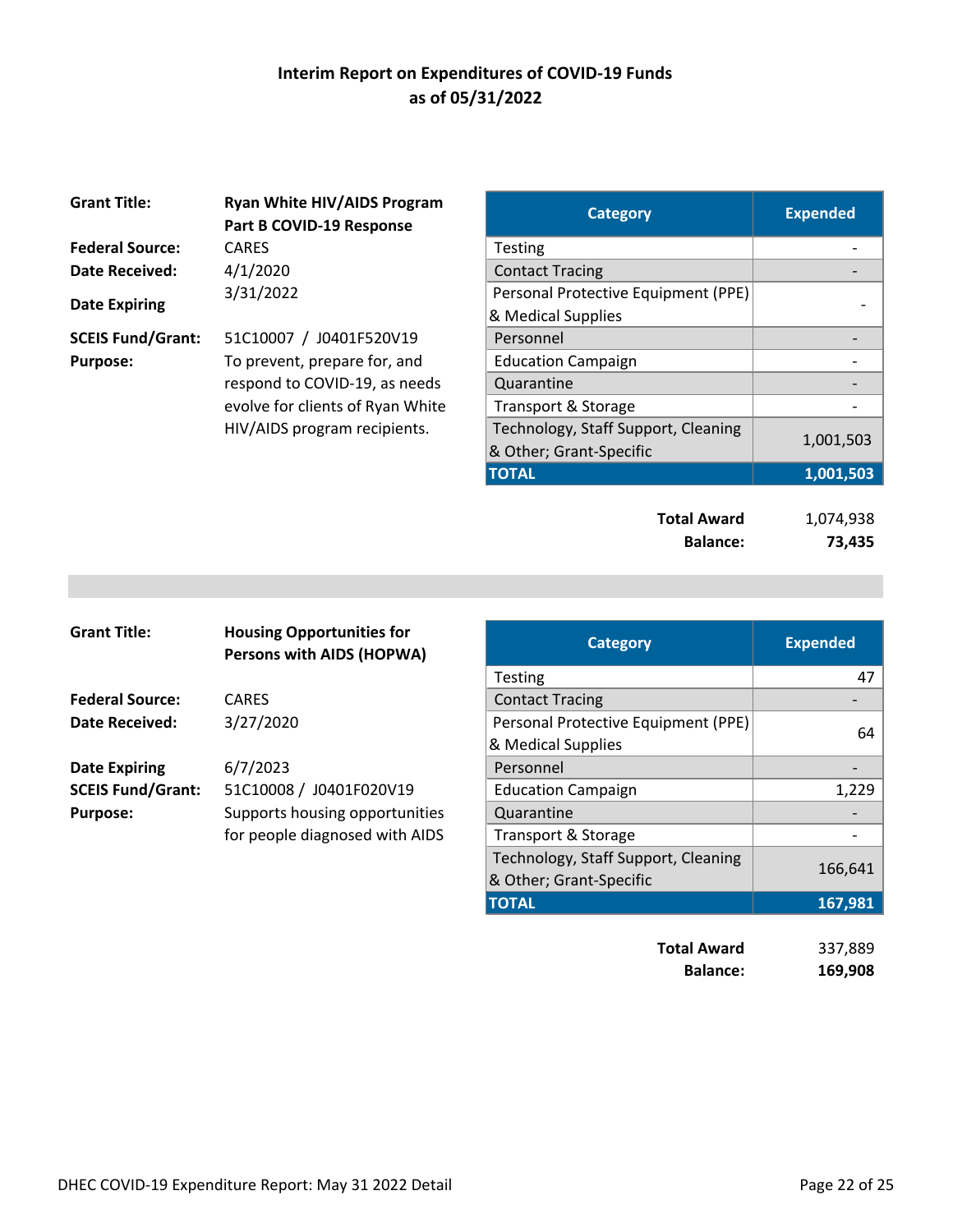# Interim Report on Expenditures of COVID-19 Funds as of 05/31/2022

**Grant Title:** Ryan White HIV/AIDS Program Part B COVID-19 Response

**Federal Source:** CARES

**Date Received:** 4/1/2020

**Date Expiring** 3/31/2022

**SCEIS Fund/Grant:** 51C10007 / J0401F520V19

**Purpose:** To prevent, prepare for, and respond to COVID-19, as needs evolve for clients of Ryan White HIV/AIDS program recipients.

| Category | Expended |
|---|---|
| Testing | - |
| Contact Tracing | - |
| Personal Protective Equipment (PPE) & Medical Supplies | - |
| Personnel | - |
| Education Campaign | - |
| Quarantine | - |
| Transport & Storage | - |
| Technology, Staff Support, Cleaning & Other; Grant-Specific | 1,001,503 |
| **TOTAL** | **1,001,503** |

**Total Award** 1,074,938

**Balance:** **73,435**

---

**Grant Title:** Housing Opportunities for Persons with AIDS (HOPWA)

**Federal Source:** CARES

**Date Received:** 3/27/2020

**Date Expiring** 6/7/2023

**SCEIS Fund/Grant:** 51C10008 / J0401F020V19

**Purpose:** Supports housing opportunities for people diagnosed with AIDS

| Category | Expended |
|---|---|
| Testing | 47 |
| Contact Tracing | - |
| Personal Protective Equipment (PPE) & Medical Supplies | 64 |
| Personnel | - |
| Education Campaign | 1,229 |
| Quarantine | - |
| Transport & Storage | - |
| Technology, Staff Support, Cleaning & Other; Grant-Specific | 166,641 |
| **TOTAL** | **167,981** |

**Total Award** 337,889

**Balance:** **169,908**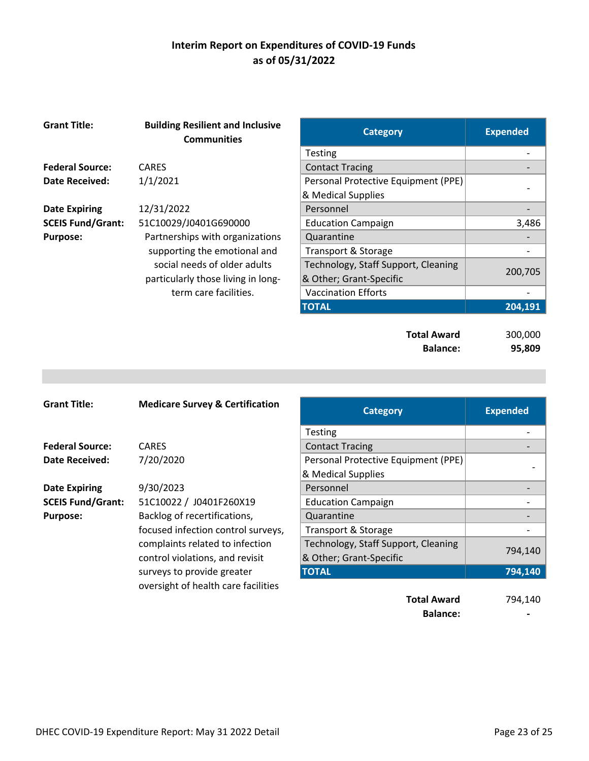**Interim Report on Expenditures of COVID-19 Funds**
**as of 05/31/2022**

**Grant Title:** **Building Resilient and Inclusive Communities**

**Federal Source:** CARES
**Date Received:** 1/1/2021
**Date Expiring** 12/31/2022
**SCEIS Fund/Grant:** 51C10029/J0401G690000
**Purpose:** Partnerships with organizations supporting the emotional and social needs of older adults particularly those living in long-term care facilities.

| Category | Expended |
|---|---|
| Testing | - |
| Contact Tracing | - |
| Personal Protective Equipment (PPE) & Medical Supplies | - |
| Personnel | - |
| Education Campaign | 3,486 |
| Quarantine | - |
| Transport & Storage | - |
| Technology, Staff Support, Cleaning & Other; Grant-Specific | 200,705 |
| Vaccination Efforts | - |
| **TOTAL** | **204,191** |

**Total Award** 300,000
**Balance:** **95,809**

---

**Grant Title:** **Medicare Survey & Certification**

**Federal Source:** CARES
**Date Received:** 7/20/2020
**Date Expiring** 9/30/2023
**SCEIS Fund/Grant:** 51C10022 / J0401F260X19
**Purpose:** Backlog of recertifications, focused infection control surveys, complaints related to infection control violations, and revisit surveys to provide greater oversight of health care facilities

| Category | Expended |
|---|---|
| Testing | - |
| Contact Tracing | - |
| Personal Protective Equipment (PPE) & Medical Supplies | - |
| Personnel | - |
| Education Campaign | - |
| Quarantine | - |
| Transport & Storage | - |
| Technology, Staff Support, Cleaning & Other; Grant-Specific | 794,140 |
| **TOTAL** | **794,140** |

**Total Award** 794,140
**Balance:** **-**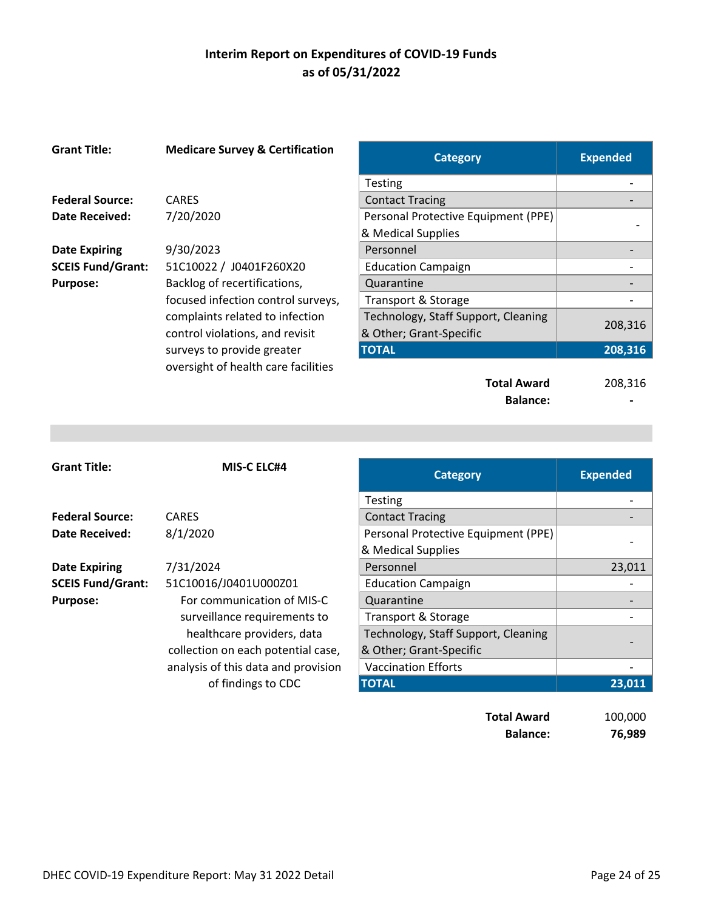# Interim Report on Expenditures of COVID-19 Funds
## as of 05/31/2022

**Grant Title:** **Medicare Survey & Certification**

**Federal Source:** CARES
**Date Received:** 7/20/2020

**Date Expiring:** 9/30/2023
**SCEIS Fund/Grant:** 51C10022 / J0401F260X20
**Purpose:** Backlog of recertifications, focused infection control surveys, complaints related to infection control violations, and revisit surveys to provide greater oversight of health care facilities

| Category | Expended |
|---|---|
| Testing | - |
| Contact Tracing | - |
| Personal Protective Equipment (PPE) & Medical Supplies | - |
| Personnel | - |
| Education Campaign | - |
| Quarantine | - |
| Transport & Storage | - |
| Technology, Staff Support, Cleaning & Other; Grant-Specific | 208,316 |
| **TOTAL** | **208,316** |

**Total Award** 208,316
**Balance:** **-**

---

**Grant Title:** **MIS-C ELC#4**

**Federal Source:** CARES
**Date Received:** 8/1/2020

**Date Expiring:** 7/31/2024
**SCEIS Fund/Grant:** 51C10016/J0401U000Z01
**Purpose:** For communication of MIS-C surveillance requirements to healthcare providers, data collection on each potential case, analysis of this data and provision of findings to CDC

| Category | Expended |
|---|---|
| Testing | - |
| Contact Tracing | - |
| Personal Protective Equipment (PPE) & Medical Supplies | - |
| Personnel | 23,011 |
| Education Campaign | - |
| Quarantine | - |
| Transport & Storage | - |
| Technology, Staff Support, Cleaning & Other; Grant-Specific | - |
| Vaccination Efforts | - |
| **TOTAL** | **23,011** |

**Total Award** 100,000
**Balance:** **76,989**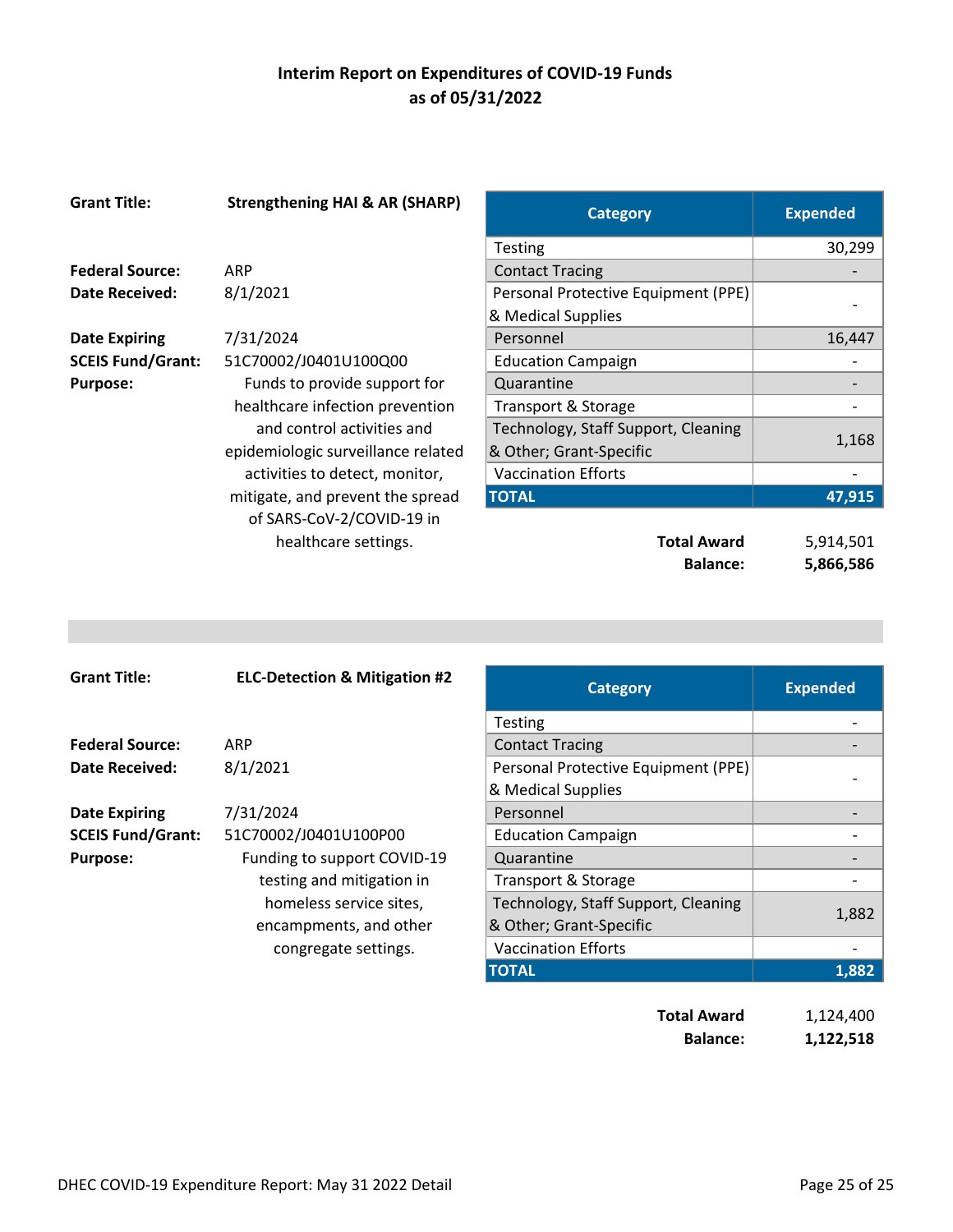# Interim Report on Expenditures of COVID-19 Funds as of 05/31/2022

**Grant Title:** Strengthening HAI & AR (SHARP)

**Federal Source:** ARP
**Date Received:** 8/1/2021
**Date Expiring** 7/31/2024
**SCEIS Fund/Grant:** 51C70002/J0401U100Q00
**Purpose:** Funds to provide support for healthcare infection prevention and control activities and epidemiologic surveillance related activities to detect, monitor, mitigate, and prevent the spread of SARS-CoV-2/COVID-19 in healthcare settings.

| Category | Expended |
|---|---|
| Testing | 30,299 |
| Contact Tracing | - |
| Personal Protective Equipment (PPE) & Medical Supplies | - |
| Personnel | 16,447 |
| Education Campaign | - |
| Quarantine | - |
| Transport & Storage | - |
| Technology, Staff Support, Cleaning & Other; Grant-Specific | 1,168 |
| Vaccination Efforts | - |
| **TOTAL** | **47,915** |

**Total Award** 5,914,501
**Balance:** **5,866,586**

---

**Grant Title:** ELC-Detection & Mitigation #2

**Federal Source:** ARP
**Date Received:** 8/1/2021
**Date Expiring** 7/31/2024
**SCEIS Fund/Grant:** 51C70002/J0401U100P00
**Purpose:** Funding to support COVID-19 testing and mitigation in homeless service sites, encampments, and other congregate settings.

| Category | Expended |
|---|---|
| Testing | - |
| Contact Tracing | - |
| Personal Protective Equipment (PPE) & Medical Supplies | - |
| Personnel | - |
| Education Campaign | - |
| Quarantine | - |
| Transport & Storage | - |
| Technology, Staff Support, Cleaning & Other; Grant-Specific | 1,882 |
| Vaccination Efforts | - |
| **TOTAL** | **1,882** |

**Total Award** 1,124,400
**Balance:** **1,122,518**